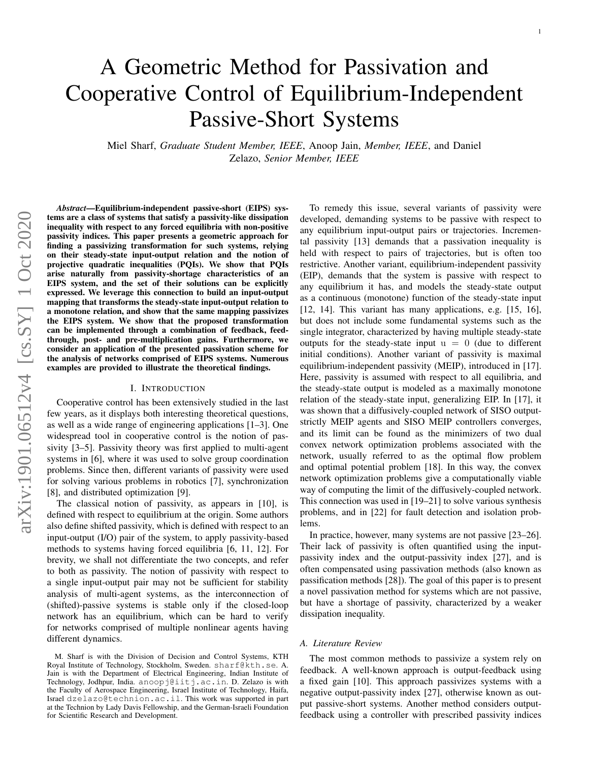# A Geometric Method for Passivation and Cooperative Control of Equilibrium-Independent Passive-Short Systems

Miel Sharf, *Graduate Student Member, IEEE*, Anoop Jain, *Member, IEEE*, and Daniel Zelazo, *Senior Member, IEEE*

***Abstract*—Equilibrium-independent passive-short (EIPS) systems are a class of systems that satisfy a passivity-like dissipation inequality with respect to any forced equilibria with non-positive passivity indices. This paper presents a geometric approach for finding a passivizing transformation for such systems, relying on their steady-state input-output relation and the notion of projective quadratic inequalities (PQIs). We show that PQIs arise naturally from passivity-shortage characteristics of an EIPS system, and the set of their solutions can be explicitly expressed. We leverage this connection to build an input-output mapping that transforms the steady-state input-output relation to a monotone relation, and show that the same mapping passivizes the EIPS system. We show that the proposed transformation can be implemented through a combination of feedback, feed-through, post- and pre-multiplication gains. Furthermore, we consider an application of the presented passivation scheme for the analysis of networks comprised of EIPS systems. Numerous examples are provided to illustrate the theoretical findings.**

## I. Introduction

Cooperative control has been extensively studied in the last few years, as it displays both interesting theoretical questions, as well as a wide range of engineering applications [1–3]. One widespread tool in cooperative control is the notion of passivity [3–5]. Passivity theory was first applied to multi-agent systems in [6], where it was used to solve group coordination problems. Since then, different variants of passivity were used for solving various problems in robotics [7], synchronization [8], and distributed optimization [9].

The classical notion of passivity, as appears in [10], is defined with respect to equilibrium at the origin. Some authors also define shifted passivity, which is defined with respect to an input-output (I/O) pair of the system, to apply passivity-based methods to systems having forced equilibria [6, 11, 12]. For brevity, we shall not differentiate the two concepts, and refer to both as passivity. The notion of passivity with respect to a single input-output pair may not be sufficient for stability analysis of multi-agent systems, as the interconnection of (shifted)-passive systems is stable only if the closed-loop network has an equilibrium, which can be hard to verify for networks comprised of multiple nonlinear agents having different dynamics.

To remedy this issue, several variants of passivity were developed, demanding systems to be passive with respect to any equilibrium input-output pairs or trajectories. Incremental passivity [13] demands that a passivation inequality is held with respect to pairs of trajectories, but is often too restrictive. Another variant, equilibrium-independent passivity (EIP), demands that the system is passive with respect to any equilibrium it has, and models the steady-state output as a continuous (monotone) function of the steady-state input [12, 14]. This variant has many applications, e.g. [15, 16], but does not include some fundamental systems such as the single integrator, characterized by having multiple steady-state outputs for the steady-state input $u = 0$ (due to different initial conditions). Another variant of passivity is maximal equilibrium-independent passivity (MEIP), introduced in [17]. Here, passivity is assumed with respect to all equilibria, and the steady-state output is modeled as a maximally monotone relation of the steady-state input, generalizing EIP. In [17], it was shown that a diffusively-coupled network of SISO output-strictly MEIP agents and SISO MEIP controllers converges, and its limit can be found as the minimizers of two dual convex network optimization problems associated with the network, usually referred to as the optimal flow problem and optimal potential problem [18]. In this way, the convex network optimization problems give a computationally viable way of computing the limit of the diffusively-coupled network. This connection was used in [19–21] to solve various synthesis problems, and in [22] for fault detection and isolation problems.

In practice, however, many systems are not passive [23–26]. Their lack of passivity is often quantified using the input-passivity index and the output-passivity index [27], and is often compensated using passivation methods (also known as passification methods [28]). The goal of this paper is to present a novel passivation method for systems which are not passive, but have a shortage of passivity, characterized by a weaker dissipation inequality.

### A. Literature Review

The most common methods to passivize a system rely on feedback. A well-known approach is output-feedback using a fixed gain [10]. This approach passivizes systems with a negative output-passivity index [27], otherwise known as output passive-short systems. Another method considers output-feedback using a controller with prescribed passivity indices

M. Sharf is with the Division of Decision and Control Systems, KTH Royal Institute of Technology, Stockholm, Sweden. sharf@kth.se. A. Jain is with the Department of Electrical Engineering, Indian Institute of Technology, Jodhpur, India. anoopj@iitj.ac.in. D. Zelazo is with the Faculty of Aerospace Engineering, Israel Institute of Technology, Haifa, Israel dzelazo@technion.ac.il. This work was supported in part at the Technion by Lady Davis Fellowship, and the German-Israeli Foundation for Scientific Research and Development.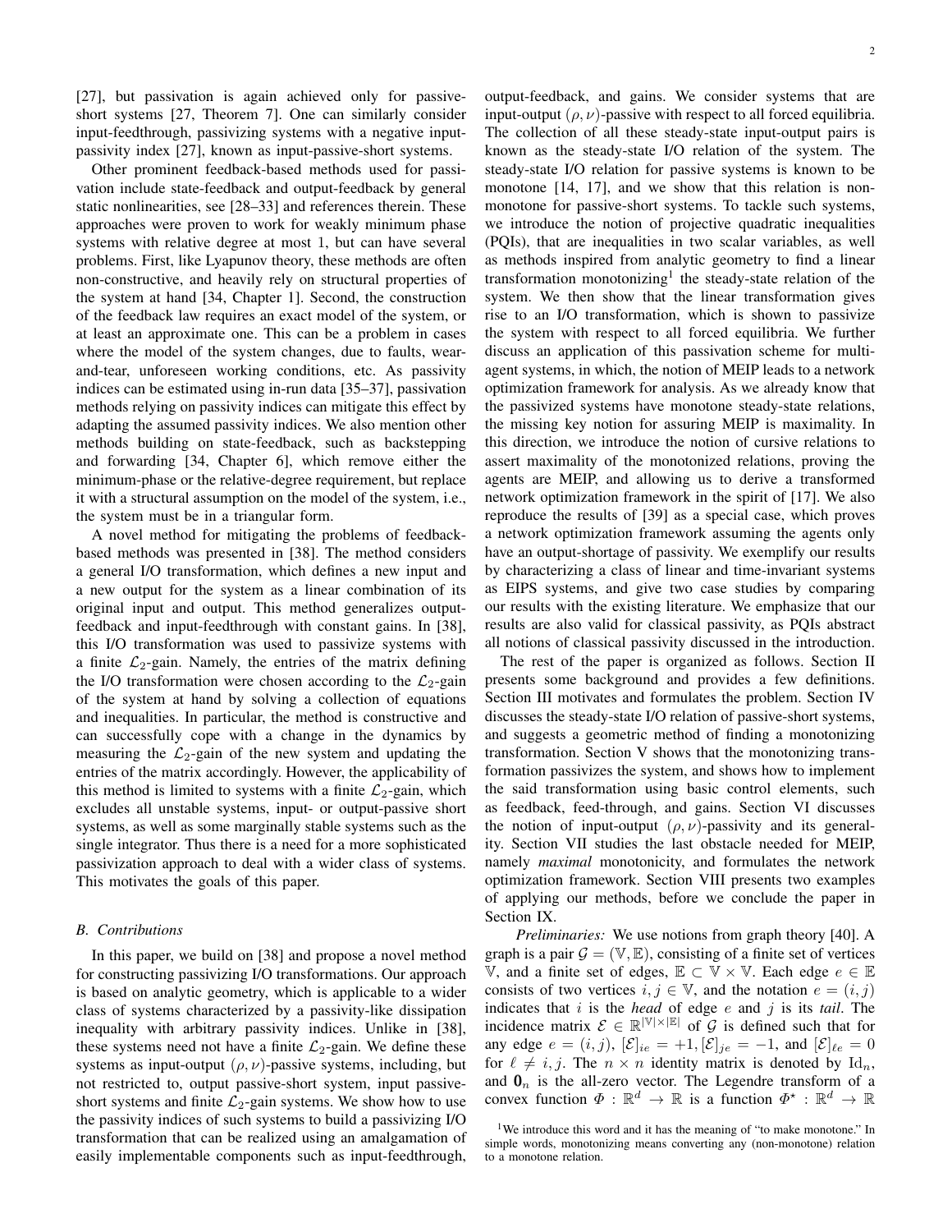[27], but passivation is again achieved only for passive-short systems [27, Theorem 7]. One can similarly consider input-feedthrough, passivizing systems with a negative input-passivity index [27], known as input-passive-short systems.

Other prominent feedback-based methods used for passivation include state-feedback and output-feedback by general static nonlinearities, see [28–33] and references therein. These approaches were proven to work for weakly minimum phase systems with relative degree at most 1, but can have several problems. First, like Lyapunov theory, these methods are often non-constructive, and heavily rely on structural properties of the system at hand [34, Chapter 1]. Second, the construction of the feedback law requires an exact model of the system, or at least an approximate one. This can be a problem in cases where the model of the system changes, due to faults, wear-and-tear, unforeseen working conditions, etc. As passivity indices can be estimated using in-run data [35–37], passivation methods relying on passivity indices can mitigate this effect by adapting the assumed passivity indices. We also mention other methods building on state-feedback, such as backstepping and forwarding [34, Chapter 6], which remove either the minimum-phase or the relative-degree requirement, but replace it with a structural assumption on the model of the system, i.e., the system must be in a triangular form.

A novel method for mitigating the problems of feedback-based methods was presented in [38]. The method considers a general I/O transformation, which defines a new input and a new output for the system as a linear combination of its original input and output. This method generalizes output-feedback and input-feedthrough with constant gains. In [38], this I/O transformation was used to passivize systems with a finite $\mathcal{L}_2$-gain. Namely, the entries of the matrix defining the I/O transformation were chosen according to the $\mathcal{L}_2$-gain of the system at hand by solving a collection of equations and inequalities. In particular, the method is constructive and can successfully cope with a change in the dynamics by measuring the $\mathcal{L}_2$-gain of the new system and updating the entries of the matrix accordingly. However, the applicability of this method is limited to systems with a finite $\mathcal{L}_2$-gain, which excludes all unstable systems, input- or output-passive short systems, as well as some marginally stable systems such as the single integrator. Thus there is a need for a more sophisticated passivization approach to deal with a wider class of systems. This motivates the goals of this paper.

### B. Contributions

In this paper, we build on [38] and propose a novel method for constructing passivizing I/O transformations. Our approach is based on analytic geometry, which is applicable to a wider class of systems characterized by a passivity-like dissipation inequality with arbitrary passivity indices. Unlike in [38], these systems need not have a finite $\mathcal{L}_2$-gain. We define these systems as input-output $(\rho, \nu)$-passive systems, including, but not restricted to, output passive-short system, input passive-short systems and finite $\mathcal{L}_2$-gain systems. We show how to use the passivity indices of such systems to build a passivizing I/O transformation that can be realized using an amalgamation of easily implementable components such as input-feedthrough, output-feedback, and gains. We consider systems that are input-output $(\rho, \nu)$-passive with respect to all forced equilibria. The collection of all these steady-state input-output pairs is known as the steady-state I/O relation of the system. The steady-state I/O relation for passive systems is known to be monotone [14, 17], and we show that this relation is non-monotone for passive-short systems. To tackle such systems, we introduce the notion of projective quadratic inequalities (PQIs), that are inequalities in two scalar variables, as well as methods inspired from analytic geometry to find a linear transformation monotonizing[1] the steady-state relation of the system. We then show that the linear transformation gives rise to an I/O transformation, which is shown to passivize the system with respect to all forced equilibria. We further discuss an application of this passivation scheme for multi-agent systems, in which, the notion of MEIP leads to a network optimization framework for analysis. As we already know that the passivized systems have monotone steady-state relations, the missing key notion for assuring MEIP is maximality. In this direction, we introduce the notion of cursive relations to assert maximality of the monotonized relations, proving the agents are MEIP, and allowing us to derive a transformed network optimization framework in the spirit of [17]. We also reproduce the results of [39] as a special case, which proves a network optimization framework assuming the agents only have an output-shortage of passivity. We exemplify our results by characterizing a class of linear and time-invariant systems as EIPS systems, and give two case studies by comparing our results with the existing literature. We emphasize that our results are also valid for classical passivity, as PQIs abstract all notions of classical passivity discussed in the introduction.

The rest of the paper is organized as follows. Section II presents some background and provides a few definitions. Section III motivates and formulates the problem. Section IV discusses the steady-state I/O relation of passive-short systems, and suggests a geometric method of finding a monotonizing transformation. Section V shows that the monotonizing transformation passivizes the system, and shows how to implement the said transformation using basic control elements, such as feedback, feed-through, and gains. Section VI discusses the notion of input-output $(\rho, \nu)$-passivity and its generality. Section VII studies the last obstacle needed for MEIP, namely *maximal* monotonicity, and formulates the network optimization framework. Section VIII presents two examples of applying our methods, before we conclude the paper in Section IX.

*Preliminaries:* We use notions from graph theory [40]. A graph is a pair $\mathcal{G} = (\mathbb{V}, \mathbb{E})$, consisting of a finite set of vertices $\mathbb{V}$, and a finite set of edges, $\mathbb{E} \subset \mathbb{V} \times \mathbb{V}$. Each edge $e \in \mathbb{E}$ consists of two vertices $i, j \in \mathbb{V}$, and the notation $e = (i, j)$ indicates that $i$ is the *head* of edge $e$ and $j$ is its *tail*. The incidence matrix $\mathcal{E} \in \mathbb{R}^{|\mathbb{V}| \times |\mathbb{E}|}$ of $\mathcal{G}$ is defined such that for any edge $e = (i, j)$, $[\mathcal{E}]_{ie} = +1, [\mathcal{E}]_{je} = -1$, and $[\mathcal{E}]_{\ell e} = 0$ for $\ell \neq i, j$. The $n \times n$ identity matrix is denoted by $\mathrm{Id}_n$, and $\mathbf{0}_n$ is the all-zero vector. The Legendre transform of a convex function $\varPhi : \mathbb{R}^d \to \mathbb{R}$ is a function $\varPhi^\star : \mathbb{R}^d \to \mathbb{R}$

[1] We introduce this word and it has the meaning of "to make monotone." In simple words, monotonizing means converting any (non-monotone) relation to a monotone relation.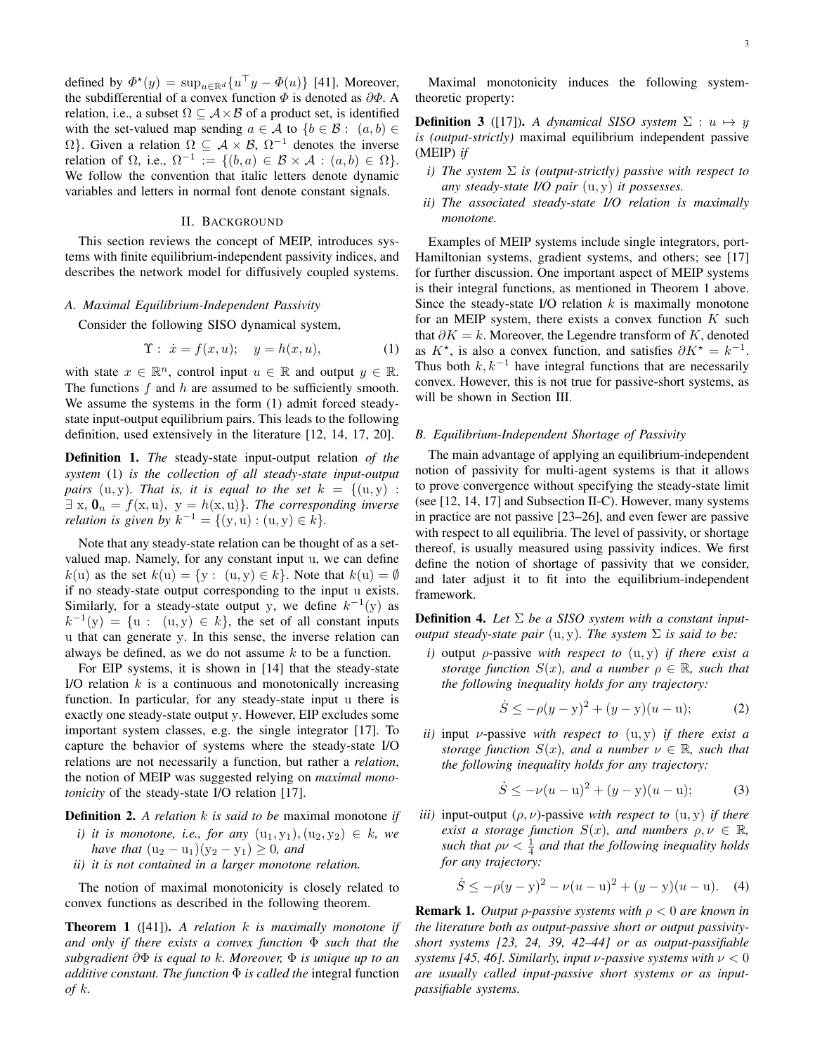defined by $\Phi^\star(y) = \sup_{u\in\mathbb{R}^d}\{u^\top y - \Phi(u)\}$ [41]. Moreover, the subdifferential of a convex function $\Phi$ is denoted as $\partial\Phi$. A relation, i.e., a subset $\Omega \subseteq \mathcal{A}\times\mathcal{B}$ of a product set, is identified with the set-valued map sending $a \in \mathcal{A}$ to $\{b \in \mathcal{B} : (a,b) \in \Omega\}$. Given a relation $\Omega \subseteq \mathcal{A}\times\mathcal{B}$, $\Omega^{-1}$ denotes the inverse relation of $\Omega$, i.e., $\Omega^{-1} := \{(b,a) \in \mathcal{B}\times\mathcal{A} : (a,b) \in \Omega\}$. We follow the convention that italic letters denote dynamic variables and letters in normal font denote constant signals.

## II. Background

This section reviews the concept of MEIP, introduces systems with finite equilibrium-independent passivity indices, and describes the network model for diffusively coupled systems.

### A. Maximal Equilibrium-Independent Passivity

Consider the following SISO dynamical system,

$$\Upsilon : \ \dot{x} = f(x,u); \quad y = h(x,u), \tag{1}$$

with state $x \in \mathbb{R}^n$, control input $u \in \mathbb{R}$ and output $y \in \mathbb{R}$. The functions $f$ and $h$ are assumed to be sufficiently smooth. We assume the systems in the form (1) admit forced steady-state input-output equilibrium pairs. This leads to the following definition, used extensively in the literature [12, 14, 17, 20].

**Definition 1.** *The* steady-state input-output relation *of the system* (1) *is the collection of all steady-state input-output pairs* $(\mathrm{u},\mathrm{y})$*. That is, it is equal to the set* $k = \{(\mathrm{u},\mathrm{y}) : \exists\ \mathrm{x},\ \mathbf{0}_n = f(\mathrm{x},\mathrm{u}),\ \mathrm{y} = h(\mathrm{x},\mathrm{u})\}$*. The corresponding inverse relation is given by* $k^{-1} = \{(\mathrm{y},\mathrm{u}) : (\mathrm{u},\mathrm{y}) \in k\}$*.*

Note that any steady-state relation can be thought of as a set-valued map. Namely, for any constant input $\mathrm{u}$, we can define $k(\mathrm{u})$ as the set $k(\mathrm{u}) = \{\mathrm{y} : (\mathrm{u},\mathrm{y}) \in k\}$. Note that $k(\mathrm{u}) = \emptyset$ if no steady-state output corresponding to the input $\mathrm{u}$ exists. Similarly, for a steady-state output $\mathrm{y}$, we define $k^{-1}(\mathrm{y})$ as $k^{-1}(\mathrm{y}) = \{\mathrm{u} : (\mathrm{u},\mathrm{y}) \in k\}$, the set of all constant inputs $\mathrm{u}$ that can generate $\mathrm{y}$. In this sense, the inverse relation can always be defined, as we do not assume $k$ to be a function.

For EIP systems, it is shown in [14] that the steady-state I/O relation $k$ is a continuous and monotonically increasing function. In particular, for any steady-state input $\mathrm{u}$ there is exactly one steady-state output $\mathrm{y}$. However, EIP excludes some important system classes, e.g. the single integrator [17]. To capture the behavior of systems where the steady-state I/O relations are not necessarily a function, but rather a *relation*, the notion of MEIP was suggested relying on *maximal monotonicity* of the steady-state I/O relation [17].

**Definition 2.** *A relation $k$ is said to be* maximal monotone *if*

*i) it is monotone, i.e., for any $(\mathrm{u}_1,\mathrm{y}_1),(\mathrm{u}_2,\mathrm{y}_2) \in k$, we have that $(\mathrm{u}_2-\mathrm{u}_1)(\mathrm{y}_2-\mathrm{y}_1) \geq 0$, and*

*ii) it is not contained in a larger monotone relation.*

The notion of maximal monotonicity is closely related to convex functions as described in the following theorem.

**Theorem 1** ([41]). *A relation $k$ is maximally monotone if and only if there exists a convex function $\Phi$ such that the subgradient $\partial\Phi$ is equal to $k$. Moreover, $\Phi$ is unique up to an additive constant. The function $\Phi$ is called the* integral function *of $k$.*

Maximal monotonicity induces the following system-theoretic property:

**Definition 3** ([17]). *A dynamical SISO system $\Sigma : u \mapsto y$ is (output-strictly)* maximal equilibrium independent passive *(MEIP) if*

*i) The system $\Sigma$ is (output-strictly) passive with respect to any steady-state I/O pair $(\mathrm{u},\mathrm{y})$ it possesses.*

*ii) The associated steady-state I/O relation is maximally monotone.*

Examples of MEIP systems include single integrators, port-Hamiltonian systems, gradient systems, and others; see [17] for further discussion. One important aspect of MEIP systems is their integral functions, as mentioned in Theorem 1 above. Since the steady-state I/O relation $k$ is maximally monotone for an MEIP system, there exists a convex function $K$ such that $\partial K = k$. Moreover, the Legendre transform of $K$, denoted as $K^\star$, is also a convex function, and satisfies $\partial K^\star = k^{-1}$. Thus both $k, k^{-1}$ have integral functions that are necessarily convex. However, this is not true for passive-short systems, as will be shown in Section III.

### B. Equilibrium-Independent Shortage of Passivity

The main advantage of applying an equilibrium-independent notion of passivity for multi-agent systems is that it allows to prove convergence without specifying the steady-state limit (see [12, 14, 17] and Subsection II-C). However, many systems in practice are not passive [23–26], and even fewer are passive with respect to all equilibria. The level of passivity, or shortage thereof, is usually measured using passivity indices. We first define the notion of shortage of passivity that we consider, and later adjust it to fit into the equilibrium-independent framework.

**Definition 4.** *Let $\Sigma$ be a SISO system with a constant input-output steady-state pair $(\mathrm{u},\mathrm{y})$. The system $\Sigma$ is said to be:*

*i)* output $\rho$-passive *with respect to $(\mathrm{u},\mathrm{y})$ if there exist a storage function $S(x)$, and a number $\rho \in \mathbb{R}$, such that the following inequality holds for any trajectory:*

$$\dot{S} \leq -\rho(y-\mathrm{y})^2 + (y-\mathrm{y})(u-\mathrm{u}); \tag{2}$$

*ii)* input $\nu$-passive *with respect to $(\mathrm{u},\mathrm{y})$ if there exist a storage function $S(x)$, and a number $\nu \in \mathbb{R}$, such that the following inequality holds for any trajectory:*

$$\dot{S} \leq -\nu(u-\mathrm{u})^2 + (y-\mathrm{y})(u-\mathrm{u}); \tag{3}$$

*iii)* input-output $(\rho,\nu)$-passive *with respect to $(\mathrm{u},\mathrm{y})$ if there exist a storage function $S(x)$, and numbers $\rho,\nu \in \mathbb{R}$, such that $\rho\nu < \frac{1}{4}$ and that the following inequality holds for any trajectory:*

$$\dot{S} \leq -\rho(y-\mathrm{y})^2 - \nu(u-\mathrm{u})^2 + (y-\mathrm{y})(u-\mathrm{u}). \tag{4}$$

**Remark 1.** *Output $\rho$-passive systems with $\rho < 0$ are known in the literature both as output-passive short or output passivity-short systems [23, 24, 39, 42–44] or as output-passifiable systems [45, 46]. Similarly, input $\nu$-passive systems with $\nu < 0$ are usually called input-passive short systems or as input-passifiable systems.*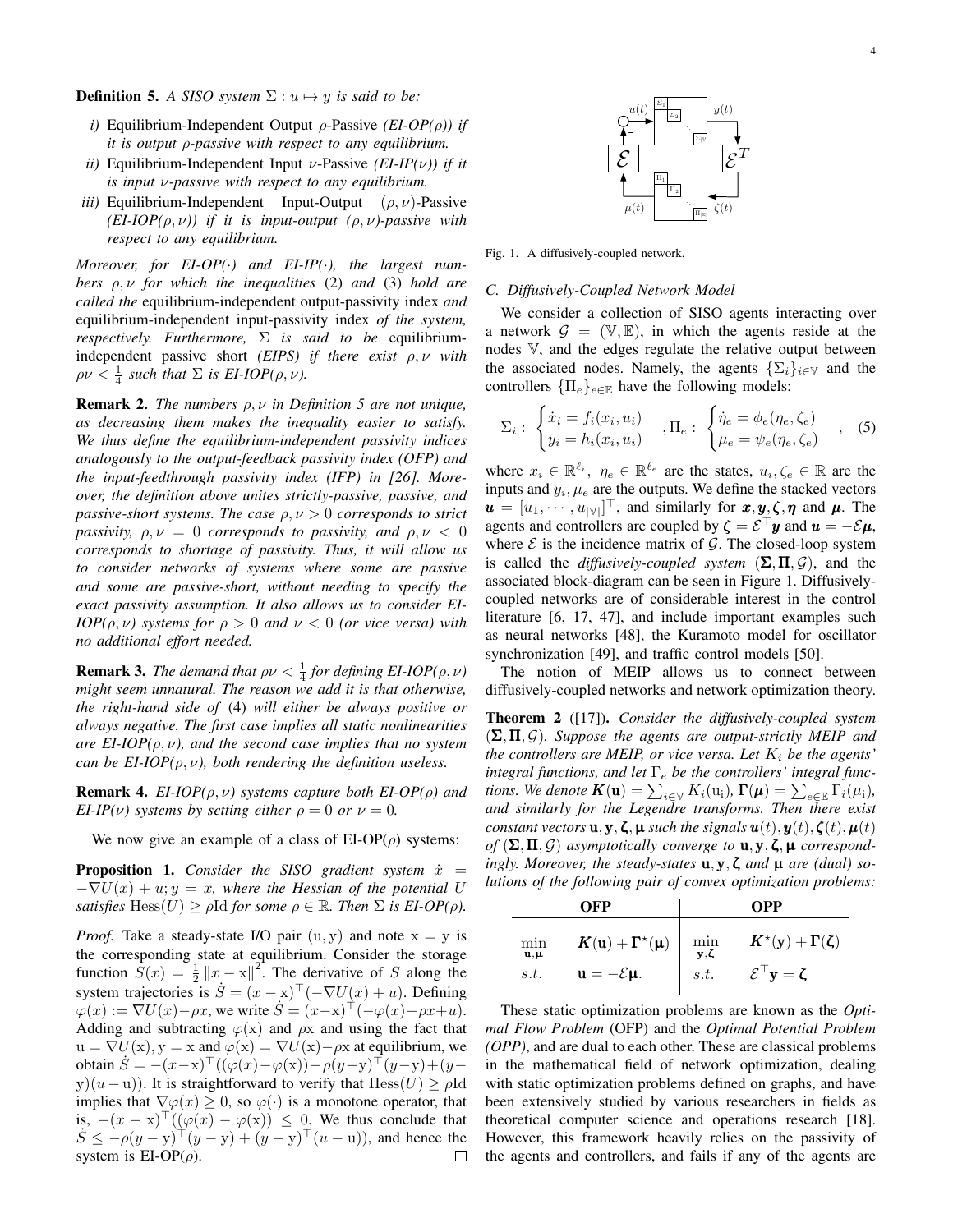**Definition 5.** *A SISO system $\Sigma : u \mapsto y$ is said to be:*

*i)* Equilibrium-Independent Output $\rho$-Passive *(EI-OP($\rho$)) if it is output $\rho$-passive with respect to any equilibrium.*

*ii)* Equilibrium-Independent Input $\nu$-Passive *(EI-IP($\nu$)) if it is input $\nu$-passive with respect to any equilibrium.*

*iii)* Equilibrium-Independent Input-Output $(\rho, \nu)$-Passive *(EI-IOP($\rho,\nu$)) if it is input-output $(\rho,\nu)$-passive with respect to any equilibrium.*

*Moreover, for EI-OP($\cdot$) and EI-IP($\cdot$), the largest numbers $\rho, \nu$ for which the inequalities* (2) *and* (3) *hold are called the* equilibrium-independent output-passivity index *and* equilibrium-independent input-passivity index *of the system, respectively. Furthermore, $\Sigma$ is said to be* equilibrium-independent passive short *(EIPS) if there exist $\rho, \nu$ with $\rho\nu < \frac{1}{4}$ such that $\Sigma$ is EI-IOP($\rho,\nu$).*

**Remark 2.** *The numbers $\rho, \nu$ in Definition 5 are not unique, as decreasing them makes the inequality easier to satisfy. We thus define the equilibrium-independent passivity indices analogously to the output-feedback passivity index (OFP) and the input-feedthrough passivity index (IFP) in [26]. Moreover, the definition above unites strictly-passive, passive, and passive-short systems. The case $\rho, \nu > 0$ corresponds to strict passivity, $\rho, \nu = 0$ corresponds to passivity, and $\rho, \nu < 0$ corresponds to shortage of passivity. Thus, it will allow us to consider networks of systems where some are passive and some are passive-short, without needing to specify the exact passivity assumption. It also allows us to consider EI-IOP($\rho,\nu$) systems for $\rho > 0$ and $\nu < 0$ (or vice versa) with no additional effort needed.*

**Remark 3.** *The demand that $\rho\nu < \frac{1}{4}$ for defining EI-IOP($\rho,\nu$) might seem unnatural. The reason we add it is that otherwise, the right-hand side of* (4) *will either be always positive or always negative. The first case implies all static nonlinearities are EI-IOP($\rho,\nu$), and the second case implies that no system can be EI-IOP($\rho,\nu$), both rendering the definition useless.*

**Remark 4.** *EI-IOP($\rho,\nu$) systems capture both EI-OP($\rho$) and EI-IP($\nu$) systems by setting either $\rho = 0$ or $\nu = 0$.*

We now give an example of a class of EI-OP($\rho$) systems:

**Proposition 1.** *Consider the SISO gradient system $\dot{x} = -\nabla U(x) + u; y = x$, where the Hessian of the potential $U$ satisfies $\mathrm{Hess}(U) \geq \rho \mathrm{Id}$ for some $\rho \in \mathbb{R}$. Then $\Sigma$ is EI-OP($\rho$).*

*Proof.* Take a steady-state I/O pair $(\mathrm{u}, \mathrm{y})$ and note $\mathrm{x} = \mathrm{y}$ is the corresponding state at equilibrium. Consider the storage function $S(x) = \frac{1}{2}\|x - \mathrm{x}\|^2$. The derivative of $S$ along the system trajectories is $\dot{S} = (x-\mathrm{x})^\top(-\nabla U(x) + u)$. Defining $\varphi(x) := \nabla U(x) - \rho x$, we write $\dot{S} = (x-\mathrm{x})^\top(-\varphi(x) - \rho x + u)$. Adding and subtracting $\varphi(\mathrm{x})$ and $\rho\mathrm{x}$ and using the fact that $\mathrm{u} = \nabla U(\mathrm{x}), \mathrm{y} = \mathrm{x}$ and $\varphi(\mathrm{x}) = \nabla U(\mathrm{x}) - \rho\mathrm{x}$ at equilibrium, we obtain $\dot{S} = -(x-\mathrm{x})^\top((\varphi(x) - \varphi(\mathrm{x})) - \rho(y-\mathrm{y})^\top(y-\mathrm{y}) + (y-\mathrm{y})(u-\mathrm{u}))$. It is straightforward to verify that $\mathrm{Hess}(U) \geq \rho\mathrm{Id}$ implies that $\nabla\varphi(x) \geq 0$, so $\varphi(\cdot)$ is a monotone operator, that is, $-(x-\mathrm{x})^\top((\varphi(x) - \varphi(\mathrm{x})) \leq 0$. We thus conclude that $\dot{S} \leq -\rho(y-\mathrm{y})^\top(y-\mathrm{y}) + (y-\mathrm{y})^\top(u-\mathrm{u}))$, and hence the system is EI-OP($\rho$). $\square$

Fig. 1. A diffusively-coupled network.

### C. Diffusively-Coupled Network Model

We consider a collection of SISO agents interacting over a network $\mathcal{G} = (\mathbb{V}, \mathbb{E})$, in which the agents reside at the nodes $\mathbb{V}$, and the edges regulate the relative output between the associated nodes. Namely, the agents $\{\Sigma_i\}_{i\in\mathbb{V}}$ and the controllers $\{\Pi_e\}_{e\in\mathbb{E}}$ have the following models:

$$
\Sigma_i : \begin{cases} \dot{x}_i = f_i(x_i, u_i) \\ y_i = h_i(x_i, u_i) \end{cases}, \Pi_e : \begin{cases} \dot{\eta}_e = \phi_e(\eta_e, \zeta_e) \\ \mu_e = \psi_e(\eta_e, \zeta_e) \end{cases}, \quad (5)
$$

where $x_i \in \mathbb{R}^{\ell_i}$, $\eta_e \in \mathbb{R}^{\ell_e}$ are the states, $u_i, \zeta_e \in \mathbb{R}$ are the inputs and $y_i, \mu_e$ are the outputs. We define the stacked vectors $\boldsymbol{u} = [u_1, \cdots, u_{|\mathbb{V}|}]^\top$, and similarly for $\boldsymbol{x}, \boldsymbol{y}, \boldsymbol{\zeta}, \boldsymbol{\eta}$ and $\boldsymbol{\mu}$. The agents and controllers are coupled by $\boldsymbol{\zeta} = \mathcal{E}^\top \boldsymbol{y}$ and $\boldsymbol{u} = -\mathcal{E}\boldsymbol{\mu}$, where $\mathcal{E}$ is the incidence matrix of $\mathcal{G}$. The closed-loop system is called the *diffusively-coupled system* $(\boldsymbol{\Sigma}, \boldsymbol{\Pi}, \mathcal{G})$, and the associated block-diagram can be seen in Figure 1. Diffusively-coupled networks are of considerable interest in the control literature [6, 17, 47], and include important examples such as neural networks [48], the Kuramoto model for oscillator synchronization [49], and traffic control models [50].

The notion of MEIP allows us to connect between diffusively-coupled networks and network optimization theory.

**Theorem 2** ([17])**.** *Consider the diffusively-coupled system $(\boldsymbol{\Sigma}, \boldsymbol{\Pi}, \mathcal{G})$. Suppose the agents are output-strictly MEIP and the controllers are MEIP, or vice versa. Let $K_i$ be the agents' integral functions, and let $\Gamma_e$ be the controllers' integral functions. We denote $\boldsymbol{K}(\mathbf{u}) = \sum_{i\in\mathbb{V}} K_i(\mathrm{u}_i)$, $\boldsymbol{\Gamma}(\boldsymbol{\mu}) = \sum_{e\in\mathbb{E}} \Gamma_i(\mu_i)$, and similarly for the Legendre transforms. Then there exist constant vectors $\mathbf{u}, \mathbf{y}, \boldsymbol{\zeta}, \boldsymbol{\mu}$ such the signals $\boldsymbol{u}(t), \boldsymbol{y}(t), \boldsymbol{\zeta}(t), \boldsymbol{\mu}(t)$ of $(\boldsymbol{\Sigma}, \boldsymbol{\Pi}, \mathcal{G})$ asymptotically converge to $\mathbf{u}, \mathbf{y}, \boldsymbol{\zeta}, \boldsymbol{\mu}$ correspondingly. Moreover, the steady-states $\mathbf{u}, \mathbf{y}, \boldsymbol{\zeta}$ and $\boldsymbol{\mu}$ are (dual) solutions of the following pair of convex optimization problems:*

| **OFP** | | **OPP** | |
|---|---|---|---|
| $\min\limits_{\mathbf{u},\boldsymbol{\mu}}$ | $\boldsymbol{K}(\mathbf{u}) + \boldsymbol{\Gamma}^\star(\boldsymbol{\mu})$ | $\min\limits_{\mathbf{y},\boldsymbol{\zeta}}$ | $\boldsymbol{K}^\star(\mathbf{y}) + \boldsymbol{\Gamma}(\boldsymbol{\zeta})$ |
| $s.t.$ | $\mathbf{u} = -\mathcal{E}\boldsymbol{\mu}.$ | $s.t.$ | $\mathcal{E}^\top \mathbf{y} = \boldsymbol{\zeta}$ |

These static optimization problems are known as the *Optimal Flow Problem* (OFP) and the *Optimal Potential Problem (OPP)*, and are dual to each other. These are classical problems in the mathematical field of network optimization, dealing with static optimization problems defined on graphs, and have been extensively studied by various researchers in fields as theoretical computer science and operations research [18]. However, this framework heavily relies on the passivity of the agents and controllers, and fails if any of the agents are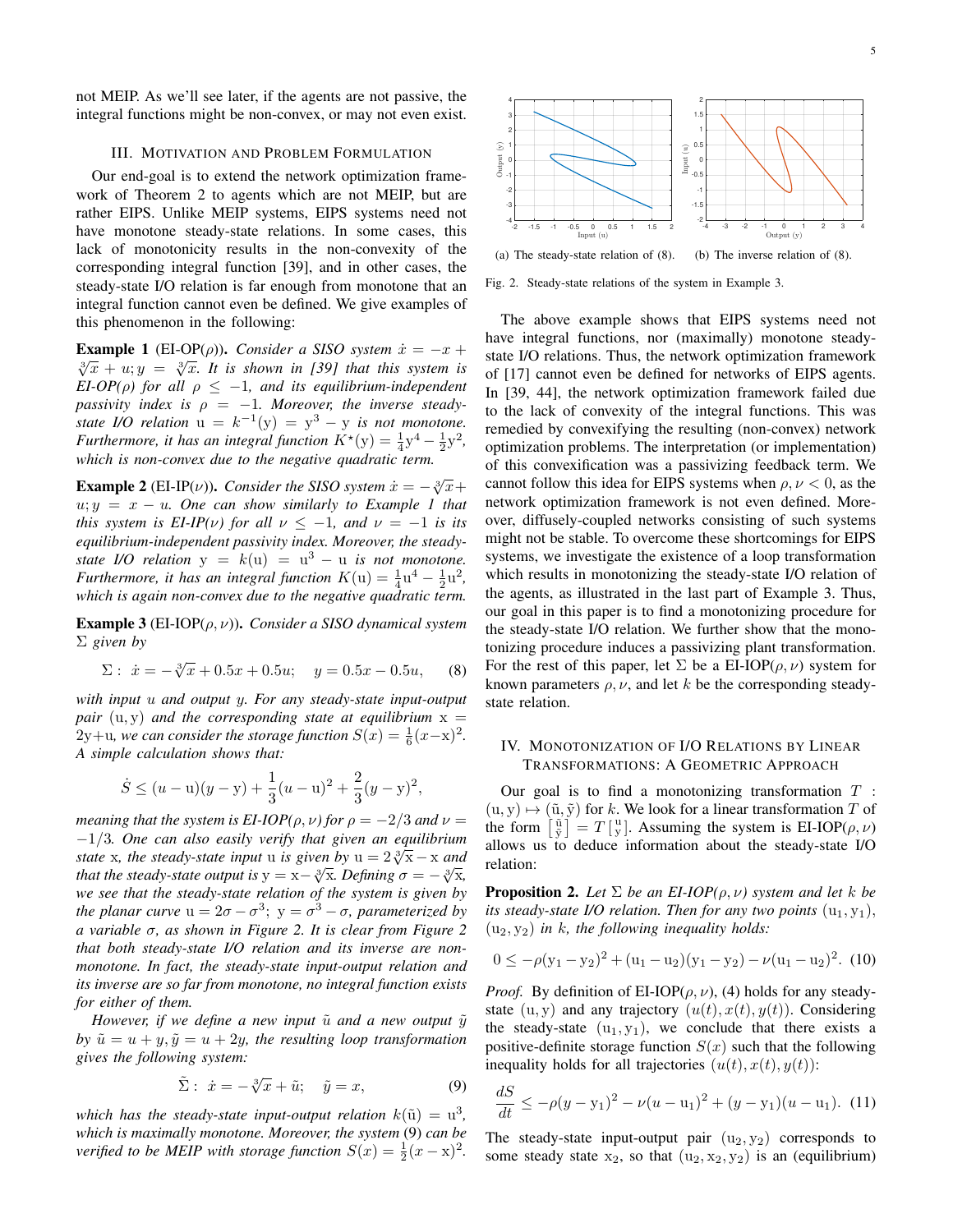not MEIP. As we'll see later, if the agents are not passive, the integral functions might be non-convex, or may not even exist.

## III. Motivation and Problem Formulation

Our end-goal is to extend the network optimization framework of Theorem 2 to agents which are not MEIP, but are rather EIPS. Unlike MEIP systems, EIPS systems need not have monotone steady-state relations. In some cases, this lack of monotonicity results in the non-convexity of the corresponding integral function [39], and in other cases, the steady-state I/O relation is far enough from monotone that an integral function cannot even be defined. We give examples of this phenomenon in the following:

**Example 1** (EI-OP($\rho$)). *Consider a SISO system $\dot{x} = -x + \sqrt[3]{x} + u; y = \sqrt[3]{x}$. It is shown in [39] that this system is EI-OP($\rho$) for all $\rho \leq -1$, and its equilibrium-independent passivity index is $\rho = -1$. Moreover, the inverse steady-state I/O relation $\mathrm{u} = k^{-1}(\mathrm{y}) = \mathrm{y}^3 - \mathrm{y}$ is not monotone. Furthermore, it has an integral function $K^\star(\mathrm{y}) = \frac{1}{4}\mathrm{y}^4 - \frac{1}{2}\mathrm{y}^2$, which is non-convex due to the negative quadratic term.*

**Example 2** (EI-IP($\nu$)). *Consider the SISO system $\dot{x} = -\sqrt[3]{x} + u; y = x - u$. One can show similarly to Example 1 that this system is EI-IP($\nu$) for all $\nu \leq -1$, and $\nu = -1$ is its equilibrium-independent passivity index. Moreover, the steady-state I/O relation $\mathrm{y} = k(\mathrm{u}) = \mathrm{u}^3 - \mathrm{u}$ is not monotone. Furthermore, it has an integral function $K(\mathrm{u}) = \frac{1}{4}\mathrm{u}^4 - \frac{1}{2}\mathrm{u}^2$, which is again non-convex due to the negative quadratic term.*

**Example 3** (EI-IOP($\rho, \nu$)). *Consider a SISO dynamical system $\Sigma$ given by*

$$\Sigma: \; \dot{x} = -\sqrt[3]{x} + 0.5x + 0.5u; \quad y = 0.5x - 0.5u, \tag{8}$$

*with input $u$ and output $y$. For any steady-state input-output pair $(\mathrm{u}, \mathrm{y})$ and the corresponding state at equilibrium $\mathrm{x} = 2\mathrm{y} + \mathrm{u}$, we can consider the storage function $S(x) = \frac{1}{6}(x - \mathrm{x})^2$. A simple calculation shows that:*

$$\dot{S} \leq (u - \mathrm{u})(y - \mathrm{y}) + \frac{1}{3}(u - \mathrm{u})^2 + \frac{2}{3}(y - \mathrm{y})^2,$$

*meaning that the system is EI-IOP($\rho, \nu$) for $\rho = -2/3$ and $\nu = -1/3$. One can also easily verify that given an equilibrium state $\mathrm{x}$, the steady-state input $\mathrm{u}$ is given by $\mathrm{u} = 2\sqrt[3]{\mathrm{x}} - \mathrm{x}$ and that the steady-state output is $\mathrm{y} = \mathrm{x} - \sqrt[3]{\mathrm{x}}$. Defining $\sigma = -\sqrt[3]{\mathrm{x}}$, we see that the steady-state relation of the system is given by the planar curve $\mathrm{u} = 2\sigma - \sigma^3$; $\mathrm{y} = \sigma^3 - \sigma$, parameterized by a variable $\sigma$, as shown in Figure 2. It is clear from Figure 2 that both steady-state I/O relation and its inverse are non-monotone. In fact, the steady-state input-output relation and its inverse are so far from monotone, no integral function exists for either of them.*

*However, if we define a new input $\tilde{u}$ and a new output $\tilde{y}$ by $\tilde{u} = u + y, \tilde{y} = u + 2y$, the resulting loop transformation gives the following system:*

$$\tilde{\Sigma}: \; \dot{x} = -\sqrt[3]{x} + \tilde{u}; \quad \tilde{y} = x, \tag{9}$$

*which has the steady-state input-output relation $k(\tilde{\mathrm{u}}) = \mathrm{u}^3$, which is maximally monotone. Moreover, the system (9) can be verified to be MEIP with storage function $S(x) = \frac{1}{2}(x - \mathrm{x})^2$.*

(a) The steady-state relation of (8). (b) The inverse relation of (8).

Fig. 2. Steady-state relations of the system in Example 3.

The above example shows that EIPS systems need not have integral functions, nor (maximally) monotone steady-state I/O relations. Thus, the network optimization framework of [17] cannot even be defined for networks of EIPS agents. In [39, 44], the network optimization framework failed due to the lack of convexity of the integral functions. This was remedied by convexifying the resulting (non-convex) network optimization problems. The interpretation (or implementation) of this convexification was a passivizing feedback term. We cannot follow this idea for EIPS systems when $\rho, \nu < 0$, as the network optimization framework is not even defined. Moreover, diffusely-coupled networks consisting of such systems might not be stable. To overcome these shortcomings for EIPS systems, we investigate the existence of a loop transformation which results in monotonizing the steady-state I/O relation of the agents, as illustrated in the last part of Example 3. Thus, our goal in this paper is to find a monotonizing procedure for the steady-state I/O relation. We further show that the monotonizing procedure induces a passivizing plant transformation. For the rest of this paper, let $\Sigma$ be a EI-IOP($\rho, \nu$) system for known parameters $\rho, \nu$, and let $k$ be the corresponding steady-state relation.

## IV. Monotonization of I/O Relations by Linear Transformations: A Geometric Approach

Our goal is to find a monotonizing transformation $T : (\mathrm{u}, \mathrm{y}) \mapsto (\tilde{\mathrm{u}}, \tilde{\mathrm{y}})$ for $k$. We look for a linear transformation $T$ of the form $\left[\begin{smallmatrix} \tilde{\mathrm{u}} \\ \tilde{\mathrm{y}} \end{smallmatrix}\right] = T \left[\begin{smallmatrix} \mathrm{u} \\ \mathrm{y} \end{smallmatrix}\right]$. Assuming the system is EI-IOP($\rho, \nu$) allows us to deduce information about the steady-state I/O relation:

**Proposition 2.** *Let $\Sigma$ be an EI-IOP($\rho, \nu$) system and let $k$ be its steady-state I/O relation. Then for any two points $(\mathrm{u}_1, \mathrm{y}_1)$, $(\mathrm{u}_2, \mathrm{y}_2)$ in $k$, the following inequality holds:*

$$0 \leq -\rho(\mathrm{y}_1 - \mathrm{y}_2)^2 + (\mathrm{u}_1 - \mathrm{u}_2)(\mathrm{y}_1 - \mathrm{y}_2) - \nu(\mathrm{u}_1 - \mathrm{u}_2)^2. \tag{10}$$

*Proof.* By definition of EI-IOP($\rho, \nu$), (4) holds for any steady-state $(\mathrm{u}, \mathrm{y})$ and any trajectory $(u(t), x(t), y(t))$. Considering the steady-state $(\mathrm{u}_1, \mathrm{y}_1)$, we conclude that there exists a positive-definite storage function $S(x)$ such that the following inequality holds for all trajectories $(u(t), x(t), y(t))$:

$$\frac{dS}{dt} \leq -\rho(y - \mathrm{y}_1)^2 - \nu(u - \mathrm{u}_1)^2 + (y - \mathrm{y}_1)(u - \mathrm{u}_1). \tag{11}$$

The steady-state input-output pair $(\mathrm{u}_2, \mathrm{y}_2)$ corresponds to some steady state $\mathrm{x}_2$, so that $(\mathrm{u}_2, \mathrm{x}_2, \mathrm{y}_2)$ is an (equilibrium)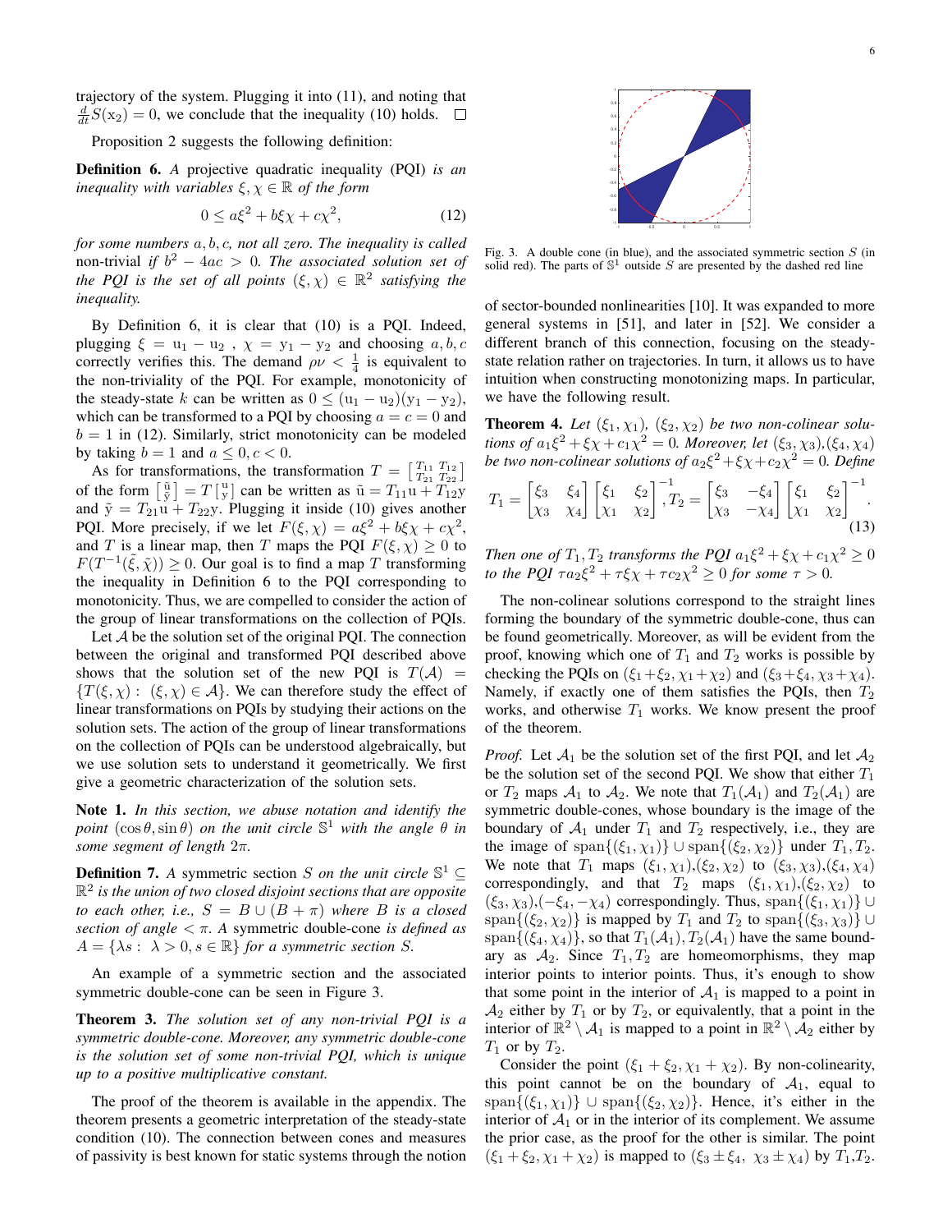trajectory of the system. Plugging it into (11), and noting that $\frac{d}{dt}S(\mathrm{x}_2) = 0$, we conclude that the inequality (10) holds. $\square$

Proposition 2 suggests the following definition:

**Definition 6.** *A* projective quadratic inequality (PQI) *is an inequality with variables $\xi, \chi \in \mathbb{R}$ of the form*

$$0 \le a\xi^2 + b\xi\chi + c\chi^2, \tag{12}$$

*for some numbers $a, b, c$, not all zero. The inequality is called* non-trivial *if $b^2 - 4ac > 0$. The associated solution set of the PQI is the set of all points $(\xi, \chi) \in \mathbb{R}^2$ satisfying the inequality.*

By Definition 6, it is clear that (10) is a PQI. Indeed, plugging $\xi = \mathrm{u}_1 - \mathrm{u}_2$ , $\chi = \mathrm{y}_1 - \mathrm{y}_2$ and choosing $a, b, c$ correctly verifies this. The demand $\rho\nu < \frac{1}{4}$ is equivalent to the non-triviality of the PQI. For example, monotonicity of the steady-state $k$ can be written as $0 \le (\mathrm{u}_1 - \mathrm{u}_2)(\mathrm{y}_1 - \mathrm{y}_2)$, which can be transformed to a PQI by choosing $a = c = 0$ and $b = 1$ in (12). Similarly, strict monotonicity can be modeled by taking $b = 1$ and $a \le 0, c < 0$.

As for transformations, the transformation $T = \left[\begin{smallmatrix} T_{11} & T_{12} \\ T_{21} & T_{22} \end{smallmatrix}\right]$ of the form $\left[\begin{smallmatrix} \tilde{\mathrm{u}} \\ \tilde{\mathrm{y}} \end{smallmatrix}\right] = T \left[\begin{smallmatrix} \mathrm{u} \\ \mathrm{y} \end{smallmatrix}\right]$ can be written as $\tilde{\mathrm{u}} = T_{11}\mathrm{u} + T_{12}\mathrm{y}$ and $\tilde{\mathrm{y}} = T_{21}\mathrm{u} + T_{22}\mathrm{y}$. Plugging it inside (10) gives another PQI. More precisely, if we let $F(\xi, \chi) = a\xi^2 + b\xi\chi + c\chi^2$, and $T$ is a linear map, then $T$ maps the PQI $F(\xi, \chi) \ge 0$ to $F(T^{-1}(\tilde{\xi}, \tilde{\chi})) \ge 0$. Our goal is to find a map $T$ transforming the inequality in Definition 6 to the PQI corresponding to monotonicity. Thus, we are compelled to consider the action of the group of linear transformations on the collection of PQIs.

Let $\mathcal{A}$ be the solution set of the original PQI. The connection between the original and transformed PQI described above shows that the solution set of the new PQI is $T(\mathcal{A}) = \{T(\xi, \chi) :\ (\xi, \chi) \in \mathcal{A}\}$. We can therefore study the effect of linear transformations on PQIs by studying their actions on the solution sets. The action of the group of linear transformations on the collection of PQIs can be understood algebraically, but we use solution sets to understand it geometrically. We first give a geometric characterization of the solution sets.

**Note 1.** *In this section, we abuse notation and identify the point $(\cos\theta, \sin\theta)$ on the unit circle $\mathbb{S}^1$ with the angle $\theta$ in some segment of length $2\pi$.*

**Definition 7.** *A* symmetric section *$S$ on the unit circle $\mathbb{S}^1 \subseteq \mathbb{R}^2$ is the union of two closed disjoint sections that are opposite to each other, i.e., $S = B \cup (B + \pi)$ where $B$ is a closed section of angle $< \pi$. A* symmetric double-cone *is defined as $A = \{\lambda s :\ \lambda > 0, s \in \mathbb{R}\}$ for a symmetric section $S$.*

An example of a symmetric section and the associated symmetric double-cone can be seen in Figure 3.

**Theorem 3.** *The solution set of any non-trivial PQI is a symmetric double-cone. Moreover, any symmetric double-cone is the solution set of some non-trivial PQI, which is unique up to a positive multiplicative constant.*

The proof of the theorem is available in the appendix. The theorem presents a geometric interpretation of the steady-state condition (10). The connection between cones and measures of passivity is best known for static systems through the notion

Fig. 3. A double cone (in blue), and the associated symmetric section $S$ (in solid red). The parts of $\mathbb{S}^1$ outside $S$ are presented by the dashed red line

of sector-bounded nonlinearities [10]. It was expanded to more general systems in [51], and later in [52]. We consider a different branch of this connection, focusing on the steady-state relation rather on trajectories. In turn, it allows us to have intuition when constructing monotonizing maps. In particular, we have the following result.

**Theorem 4.** *Let $(\xi_1, \chi_1)$, $(\xi_2, \chi_2)$ be two non-colinear solutions of $a_1\xi^2 + \xi\chi + c_1\chi^2 = 0$. Moreover, let $(\xi_3, \chi_3), (\xi_4, \chi_4)$ be two non-colinear solutions of $a_2\xi^2 + \xi\chi + c_2\chi^2 = 0$. Define*

$$T_1 = \begin{bmatrix} \xi_3 & \xi_4 \\ \chi_3 & \chi_4 \end{bmatrix} \begin{bmatrix} \xi_1 & \xi_2 \\ \chi_1 & \chi_2 \end{bmatrix}^{-1}, T_2 = \begin{bmatrix} \xi_3 & -\xi_4 \\ \chi_3 & -\chi_4 \end{bmatrix} \begin{bmatrix} \xi_1 & \xi_2 \\ \chi_1 & \chi_2 \end{bmatrix}^{-1}. \tag{13}$$

*Then one of $T_1, T_2$ transforms the PQI $a_1\xi^2 + \xi\chi + c_1\chi^2 \ge 0$ to the PQI $\tau a_2\xi^2 + \tau\xi\chi + \tau c_2\chi^2 \ge 0$ for some $\tau > 0$.*

The non-colinear solutions correspond to the straight lines forming the boundary of the symmetric double-cone, thus can be found geometrically. Moreover, as will be evident from the proof, knowing which one of $T_1$ and $T_2$ works is possible by checking the PQIs on $(\xi_1 + \xi_2, \chi_1 + \chi_2)$ and $(\xi_3 + \xi_4, \chi_3 + \chi_4)$. Namely, if exactly one of them satisfies the PQIs, then $T_2$ works, and otherwise $T_1$ works. We know present the proof of the theorem.

*Proof.* Let $\mathcal{A}_1$ be the solution set of the first PQI, and let $\mathcal{A}_2$ be the solution set of the second PQI. We show that either $T_1$ or $T_2$ maps $\mathcal{A}_1$ to $\mathcal{A}_2$. We note that $T_1(\mathcal{A}_1)$ and $T_2(\mathcal{A}_1)$ are symmetric double-cones, whose boundary is the image of the boundary of $\mathcal{A}_1$ under $T_1$ and $T_2$ respectively, i.e., they are the image of $\mathrm{span}\{(\xi_1, \chi_1)\} \cup \mathrm{span}\{(\xi_2, \chi_2)\}$ under $T_1, T_2$. We note that $T_1$ maps $(\xi_1, \chi_1)$,$(\xi_2, \chi_2)$ to $(\xi_3, \chi_3)$,$(\xi_4, \chi_4)$ correspondingly, and that $T_2$ maps $(\xi_1, \chi_1)$,$(\xi_2, \chi_2)$ to $(\xi_3, \chi_3)$,$(-\xi_4, -\chi_4)$ correspondingly. Thus, $\mathrm{span}\{(\xi_1, \chi_1)\} \cup \mathrm{span}\{(\xi_2, \chi_2)\}$ is mapped by $T_1$ and $T_2$ to $\mathrm{span}\{(\xi_3, \chi_3)\} \cup \mathrm{span}\{(\xi_4, \chi_4)\}$, so that $T_1(\mathcal{A}_1), T_2(\mathcal{A}_1)$ have the same boundary as $\mathcal{A}_2$. Since $T_1, T_2$ are homeomorphisms, they map interior points to interior points. Thus, it's enough to show that some point in the interior of $\mathcal{A}_1$ is mapped to a point in $\mathcal{A}_2$ either by $T_1$ or by $T_2$, or equivalently, that a point in the interior of $\mathbb{R}^2 \setminus \mathcal{A}_1$ is mapped to a point in $\mathbb{R}^2 \setminus \mathcal{A}_2$ either by $T_1$ or by $T_2$.

Consider the point $(\xi_1 + \xi_2, \chi_1 + \chi_2)$. By non-colinearity, this point cannot be on the boundary of $\mathcal{A}_1$, equal to $\mathrm{span}\{(\xi_1, \chi_1)\} \cup \mathrm{span}\{(\xi_2, \chi_2)\}$. Hence, it's either in the interior of $\mathcal{A}_1$ or in the interior of its complement. We assume the prior case, as the proof for the other is similar. The point $(\xi_1 + \xi_2, \chi_1 + \chi_2)$ is mapped to $(\xi_3 \pm \xi_4,\ \chi_3 \pm \chi_4)$ by $T_1$,$T_2$.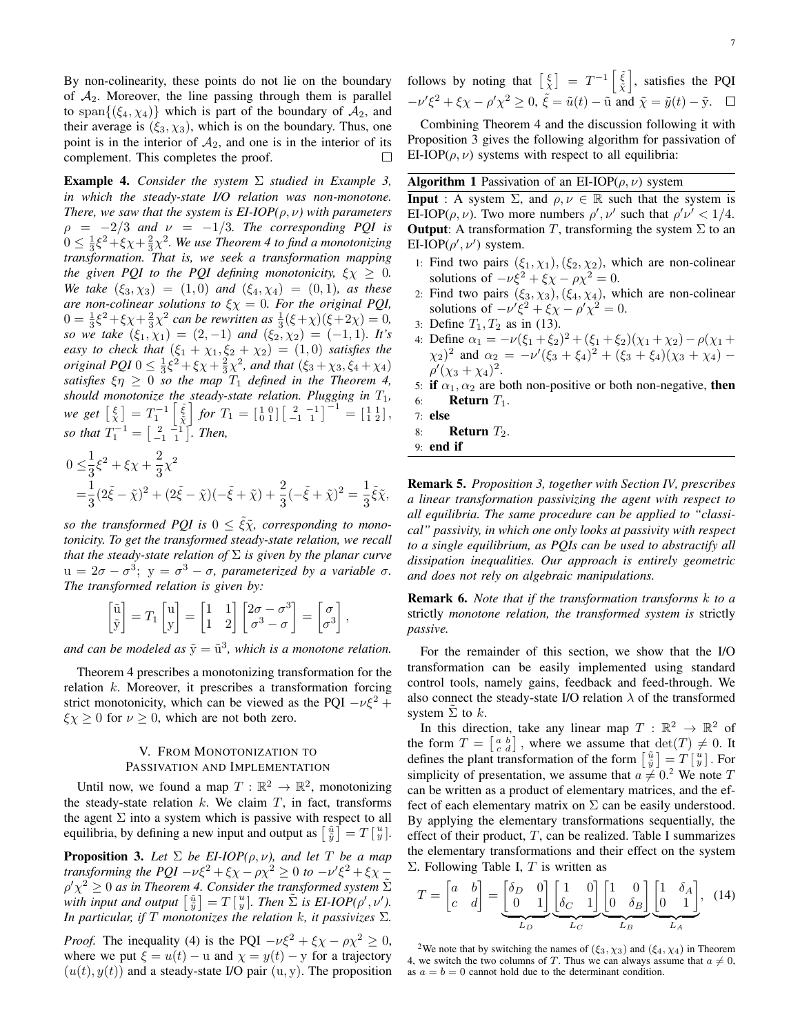By non-colinearity, these points do not lie on the boundary of $\mathcal{A}_2$. Moreover, the line passing through them is parallel to $\text{span}\{(\xi_4, \chi_4)\}$ which is part of the boundary of $\mathcal{A}_2$, and their average is $(\xi_3, \chi_3)$, which is on the boundary. Thus, one point is in the interior of $\mathcal{A}_2$, and one is in the interior of its complement. This completes the proof. $\square$

**Example 4.** *Consider the system $\Sigma$ studied in Example 3, in which the steady-state I/O relation was non-monotone. There, we saw that the system is EI-IOP($\rho,\nu$) with parameters $\rho = -2/3$ and $\nu = -1/3$. The corresponding PQI is $0 \leq \frac{1}{3}\xi^2 + \xi\chi + \frac{2}{3}\chi^2$. We use Theorem 4 to find a monotonizing transformation. That is, we seek a transformation mapping the given PQI to the PQI defining monotonicity, $\xi\chi \geq 0$. We take $(\xi_3, \chi_3) = (1, 0)$ and $(\xi_4, \chi_4) = (0, 1)$, as these are non-colinear solutions to $\xi\chi = 0$. For the original PQI, $0 = \frac{1}{3}\xi^2 + \xi\chi + \frac{2}{3}\chi^2$ can be rewritten as $\frac{1}{3}(\xi+\chi)(\xi+2\chi) = 0$, so we take $(\xi_1, \chi_1) = (2, -1)$ and $(\xi_2, \chi_2) = (-1, 1)$. It's easy to check that $(\xi_1 + \chi_1, \xi_2 + \chi_2) = (1, 0)$ satisfies the original PQI $0 \leq \frac{1}{3}\xi^2 + \xi\chi + \frac{2}{3}\chi^2$, and that $(\xi_3 + \chi_3, \xi_4 + \chi_4)$ satisfies $\xi\eta \geq 0$ so the map $T_1$ defined in the Theorem 4, should monotonize the steady-state relation. Plugging in $T_1$, we get $\left[\begin{smallmatrix} \xi \\ \chi \end{smallmatrix}\right] = T_1^{-1}\left[\begin{smallmatrix} \tilde{\xi} \\ \tilde{\chi} \end{smallmatrix}\right]$ for $T_1 = \left[\begin{smallmatrix} 1 & 0 \\ 0 & 1 \end{smallmatrix}\right]\left[\begin{smallmatrix} 2 & -1 \\ -1 & 1 \end{smallmatrix}\right]^{-1} = \left[\begin{smallmatrix} 1 & 1 \\ 1 & 2 \end{smallmatrix}\right]$, so that $T_1^{-1} = \left[\begin{smallmatrix} 2 & -1 \\ -1 & 1 \end{smallmatrix}\right]$. Then,*

$$
\begin{aligned}
0 \leq& \frac{1}{3}\xi^2 + \xi\chi + \frac{2}{3}\chi^2 \\
=& \frac{1}{3}(2\tilde{\xi} - \tilde{\chi})^2 + (2\tilde{\xi} - \tilde{\chi})(-\tilde{\xi} + \tilde{\chi}) + \frac{2}{3}(-\tilde{\xi} + \tilde{\chi})^2 = \frac{1}{3}\tilde{\xi}\tilde{\chi},
\end{aligned}
$$

*so the transformed PQI is $0 \leq \tilde{\xi}\tilde{\chi}$, corresponding to monotonicity. To get the transformed steady-state relation, we recall that the steady-state relation of $\Sigma$ is given by the planar curve $\mathrm{u} = 2\sigma - \sigma^3$; $\mathrm{y} = \sigma^3 - \sigma$, parameterized by a variable $\sigma$. The transformed relation is given by:*

$$
\begin{bmatrix} \tilde{\mathrm{u}} \\ \tilde{\mathrm{y}} \end{bmatrix} = T_1 \begin{bmatrix} \mathrm{u} \\ \mathrm{y} \end{bmatrix} = \begin{bmatrix} 1 & 1 \\ 1 & 2 \end{bmatrix}\begin{bmatrix} 2\sigma - \sigma^3 \\ \sigma^3 - \sigma \end{bmatrix} = \begin{bmatrix} \sigma \\ \sigma^3 \end{bmatrix},
$$

*and can be modeled as $\tilde{\mathrm{y}} = \tilde{\mathrm{u}}^3$, which is a monotone relation.*

Theorem 4 prescribes a monotonizing transformation for the relation $k$. Moreover, it prescribes a transformation forcing strict monotonicity, which can be viewed as the PQI $-\nu\xi^2 + \xi\chi \geq 0$ for $\nu \geq 0$, which are not both zero.

## V. From Monotonization to Passivation and Implementation

Until now, we found a map $T : \mathbb{R}^2 \to \mathbb{R}^2$, monotonizing the steady-state relation $k$. We claim $T$, in fact, transforms the agent $\Sigma$ into a system which is passive with respect to all equilibria, by defining a new input and output as $\left[\begin{smallmatrix} \tilde{u} \\ \tilde{y} \end{smallmatrix}\right] = T\left[\begin{smallmatrix} u \\ y \end{smallmatrix}\right]$.

**Proposition 3.** *Let $\Sigma$ be EI-IOP($\rho,\nu$), and let $T$ be a map transforming the PQI $-\nu\xi^2 + \xi\chi - \rho\chi^2 \geq 0$ to $-\nu'\xi^2 + \xi\chi - \rho'\chi^2 \geq 0$ as in Theorem 4. Consider the transformed system $\tilde{\Sigma}$ with input and output $\left[\begin{smallmatrix} \tilde{u} \\ \tilde{y} \end{smallmatrix}\right] = T\left[\begin{smallmatrix} u \\ y \end{smallmatrix}\right]$. Then $\tilde{\Sigma}$ is EI-IOP($\rho',\nu'$). In particular, if $T$ monotonizes the relation $k$, it passivizes $\Sigma$.*

*Proof.* The inequality (4) is the PQI $-\nu\xi^2 + \xi\chi - \rho\chi^2 \geq 0$, where we put $\xi = u(t) - \mathrm{u}$ and $\chi = y(t) - \mathrm{y}$ for a trajectory $(u(t), y(t))$ and a steady-state I/O pair $(\mathrm{u}, \mathrm{y})$. The proposition follows by noting that $\left[\begin{smallmatrix} \xi \\ \chi \end{smallmatrix}\right] = T^{-1}\left[\begin{smallmatrix} \tilde{\xi} \\ \tilde{\chi} \end{smallmatrix}\right]$, satisfies the PQI $-\nu'\xi^2 + \xi\chi - \rho'\chi^2 \geq 0$, $\tilde{\xi} = \tilde{u}(t) - \tilde{\mathrm{u}}$ and $\tilde{\chi} = \tilde{y}(t) - \tilde{\mathrm{y}}$. $\square$

Combining Theorem 4 and the discussion following it with Proposition 3 gives the following algorithm for passivation of EI-IOP($\rho,\nu$) systems with respect to all equilibria:

**Algorithm 1** Passivation of an EI-IOP($\rho,\nu$) system

**Input** : A system $\Sigma$, and $\rho, \nu \in \mathbb{R}$ such that the system is EI-IOP($\rho,\nu$). Two more numbers $\rho', \nu'$ such that $\rho'\nu' < 1/4$.
**Output**: A transformation $T$, transforming the system $\Sigma$ to an EI-IOP($\rho',\nu'$) system.

1: Find two pairs $(\xi_1, \chi_1), (\xi_2, \chi_2)$, which are non-colinear solutions of $-\nu\xi^2 + \xi\chi - \rho\chi^2 = 0$.
2: Find two pairs $(\xi_3, \chi_3), (\xi_4, \chi_4)$, which are non-colinear solutions of $-\nu'\xi^2 + \xi\chi - \rho'\chi^2 = 0$.
3: Define $T_1, T_2$ as in (13).
4: Define $\alpha_1 = -\nu(\xi_1 + \xi_2)^2 + (\xi_1 + \xi_2)(\chi_1 + \chi_2) - \rho(\chi_1 + \chi_2)^2$ and $\alpha_2 = -\nu'(\xi_3 + \xi_4)^2 + (\xi_3 + \xi_4)(\chi_3 + \chi_4) - \rho'(\chi_3 + \chi_4)^2$.
5: **if** $\alpha_1, \alpha_2$ are both non-positive or both non-negative, **then**
6: **Return** $T_1$.
7: **else**
8: **Return** $T_2$.
9: **end if**

**Remark 5.** *Proposition 3, together with Section IV, prescribes a linear transformation passivizing the agent with respect to all equilibria. The same procedure can be applied to "classical" passivity, in which one only looks at passivity with respect to a single equilibrium, as PQIs can be used to abstractify all dissipation inequalities. Our approach is entirely geometric and does not rely on algebraic manipulations.*

**Remark 6.** *Note that if the transformation transforms $k$ to a* strictly *monotone relation, the transformed system is* strictly *passive.*

For the remainder of this section, we show that the I/O transformation can be easily implemented using standard control tools, namely gains, feedback and feed-through. We also connect the steady-state I/O relation $\lambda$ of the transformed system $\tilde{\Sigma}$ to $k$.

In this direction, take any linear map $T : \mathbb{R}^2 \to \mathbb{R}^2$ of the form $T = \left[\begin{smallmatrix} a & b \\ c & d \end{smallmatrix}\right]$, where we assume that $\det(T) \neq 0$. It defines the plant transformation of the form $\left[\begin{smallmatrix} \tilde{u} \\ \tilde{y} \end{smallmatrix}\right] = T\left[\begin{smallmatrix} u \\ y \end{smallmatrix}\right]$. For simplicity of presentation, we assume that $a \neq 0$.[2] We note $T$ can be written as a product of elementary matrices, and the effect of each elementary matrix on $\Sigma$ can be easily understood. By applying the elementary transformations sequentially, the effect of their product, $T$, can be realized. Table I summarizes the elementary transformations and their effect on the system $\Sigma$. Following Table I, $T$ is written as

$$
T = \begin{bmatrix} a & b \\ c & d \end{bmatrix} = \underbrace{\begin{bmatrix} \delta_D & 0 \\ 0 & 1 \end{bmatrix}}_{L_D}\underbrace{\begin{bmatrix} 1 & 0 \\ \delta_C & 1 \end{bmatrix}}_{L_C}\underbrace{\begin{bmatrix} 1 & 0 \\ 0 & \delta_B \end{bmatrix}}_{L_B}\underbrace{\begin{bmatrix} 1 & \delta_A \\ 0 & 1 \end{bmatrix}}_{L_A}, \quad (14)
$$

[2] We note that by switching the names of $(\xi_3, \chi_3)$ and $(\xi_4, \chi_4)$ in Theorem 4, we switch the two columns of $T$. Thus we can always assume that $a \neq 0$, as $a = b = 0$ cannot hold due to the determinant condition.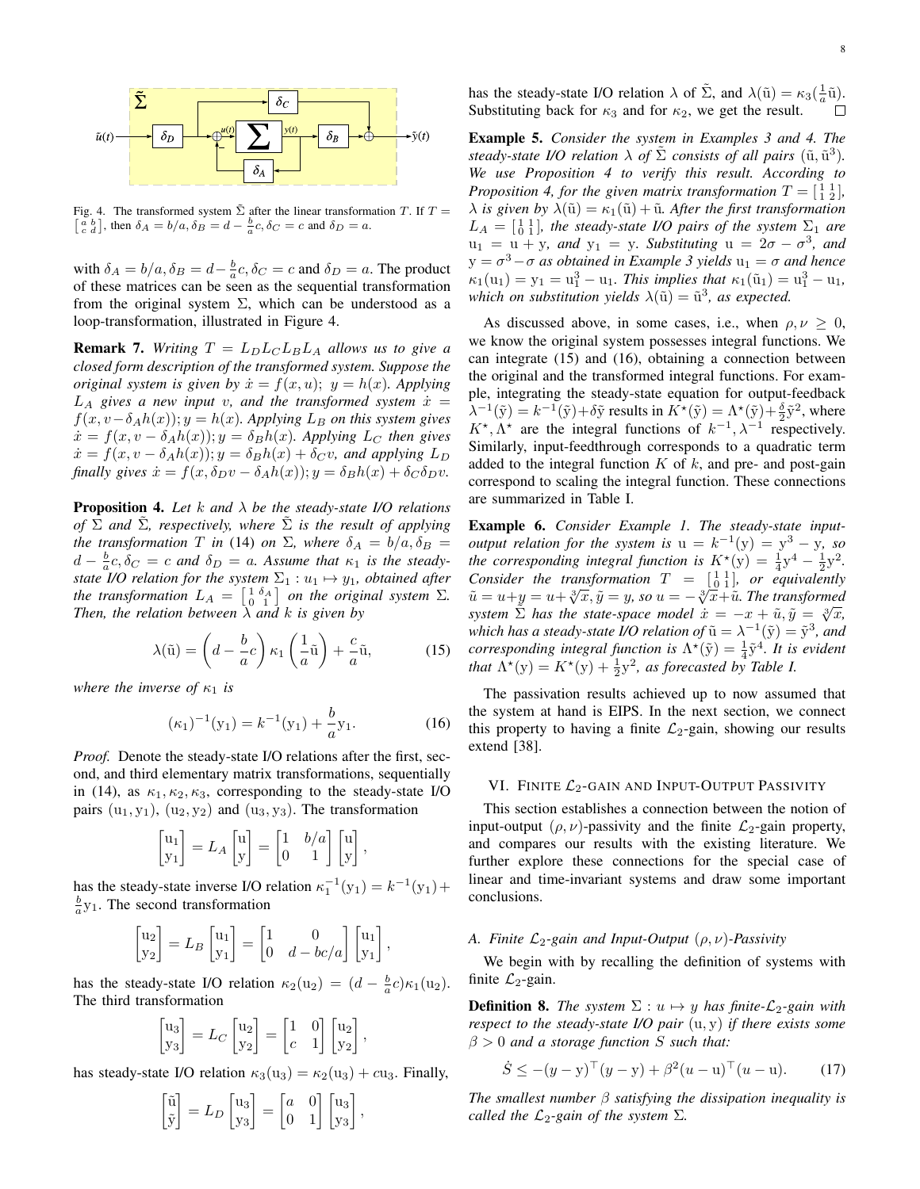Fig. 4. The transformed system $\tilde{\Sigma}$ after the linear transformation $T$. If $T = \left[\begin{smallmatrix} a & b \\ c & d \end{smallmatrix}\right]$, then $\delta_A = b/a, \delta_B = d - \frac{b}{a}c, \delta_C = c$ and $\delta_D = a$.

with $\delta_A = b/a, \delta_B = d - \frac{b}{a}c, \delta_C = c$ and $\delta_D = a$. The product of these matrices can be seen as the sequential transformation from the original system $\Sigma$, which can be understood as a loop-transformation, illustrated in Figure 4.

**Remark 7.** *Writing $T = L_D L_C L_B L_A$ allows us to give a closed form description of the transformed system. Suppose the original system is given by $\dot{x} = f(x, u);\ y = h(x)$. Applying $L_A$ gives a new input $v$, and the transformed system $\dot{x} = f(x, v - \delta_A h(x)); y = h(x)$. Applying $L_B$ on this system gives $\dot{x} = f(x, v - \delta_A h(x)); y = \delta_B h(x)$. Applying $L_C$ then gives $\dot{x} = f(x, v - \delta_A h(x)); y = \delta_B h(x) + \delta_C v$, and applying $L_D$ finally gives $\dot{x} = f(x, \delta_D v - \delta_A h(x)); y = \delta_B h(x) + \delta_C \delta_D v$.*

**Proposition 4.** *Let $k$ and $\lambda$ be the steady-state I/O relations of $\Sigma$ and $\tilde{\Sigma}$, respectively, where $\tilde{\Sigma}$ is the result of applying the transformation $T$ in (14) on $\Sigma$, where $\delta_A = b/a, \delta_B = d - \frac{b}{a}c, \delta_C = c$ and $\delta_D = a$. Assume that $\kappa_1$ is the steady-state I/O relation for the system $\Sigma_1 : u_1 \mapsto y_1$, obtained after the transformation $L_A = \left[\begin{smallmatrix} 1 & \delta_A \\ 0 & 1 \end{smallmatrix}\right]$ on the original system $\Sigma$. Then, the relation between $\lambda$ and $k$ is given by*

$$\lambda(\tilde{\mathrm{u}}) = \left(d - \frac{b}{a}c\right)\kappa_1\left(\frac{1}{a}\tilde{\mathrm{u}}\right) + \frac{c}{a}\tilde{\mathrm{u}}, \tag{15}$$

*where the inverse of $\kappa_1$ is*

$$(\kappa_1)^{-1}(\mathrm{y}_1) = k^{-1}(\mathrm{y}_1) + \frac{b}{a}\mathrm{y}_1. \tag{16}$$

*Proof.* Denote the steady-state I/O relations after the first, second, and third elementary matrix transformations, sequentially in (14), as $\kappa_1, \kappa_2, \kappa_3$, corresponding to the steady-state I/O pairs $(\mathrm{u}_1, \mathrm{y}_1)$, $(\mathrm{u}_2, \mathrm{y}_2)$ and $(\mathrm{u}_3, \mathrm{y}_3)$. The transformation

$$\begin{bmatrix} \mathrm{u}_1 \\ \mathrm{y}_1 \end{bmatrix} = L_A \begin{bmatrix} \mathrm{u} \\ \mathrm{y} \end{bmatrix} = \begin{bmatrix} 1 & b/a \\ 0 & 1 \end{bmatrix} \begin{bmatrix} \mathrm{u} \\ \mathrm{y} \end{bmatrix},$$

has the steady-state inverse I/O relation $\kappa_1^{-1}(\mathrm{y}_1) = k^{-1}(\mathrm{y}_1) + \frac{b}{a}\mathrm{y}_1$. The second transformation

$$\begin{bmatrix} \mathrm{u}_2 \\ \mathrm{y}_2 \end{bmatrix} = L_B \begin{bmatrix} \mathrm{u}_1 \\ \mathrm{y}_1 \end{bmatrix} = \begin{bmatrix} 1 & 0 \\ 0 & d - bc/a \end{bmatrix} \begin{bmatrix} \mathrm{u}_1 \\ \mathrm{y}_1 \end{bmatrix},$$

has the steady-state I/O relation $\kappa_2(\mathrm{u}_2) = (d - \frac{b}{a}c)\kappa_1(\mathrm{u}_2)$. The third transformation

$$\begin{bmatrix} \mathrm{u}_3 \\ \mathrm{y}_3 \end{bmatrix} = L_C \begin{bmatrix} \mathrm{u}_2 \\ \mathrm{y}_2 \end{bmatrix} = \begin{bmatrix} 1 & 0 \\ c & 1 \end{bmatrix} \begin{bmatrix} \mathrm{u}_2 \\ \mathrm{y}_2 \end{bmatrix},$$

has steady-state I/O relation $\kappa_3(\mathrm{u}_3) = \kappa_2(\mathrm{u}_3) + c\mathrm{u}_3$. Finally,

$$\begin{bmatrix} \tilde{\mathrm{u}} \\ \tilde{\mathrm{y}} \end{bmatrix} = L_D \begin{bmatrix} \mathrm{u}_3 \\ \mathrm{y}_3 \end{bmatrix} = \begin{bmatrix} a & 0 \\ 0 & 1 \end{bmatrix} \begin{bmatrix} \mathrm{u}_3 \\ \mathrm{y}_3 \end{bmatrix},$$

has the steady-state I/O relation $\lambda$ of $\tilde{\Sigma}$, and $\lambda(\tilde{\mathrm{u}}) = \kappa_3(\frac{1}{a}\tilde{\mathrm{u}})$. Substituting back for $\kappa_3$ and for $\kappa_2$, we get the result. $\square$

**Example 5.** *Consider the system in Examples 3 and 4. The steady-state I/O relation $\lambda$ of $\tilde{\Sigma}$ consists of all pairs $(\tilde{\mathrm{u}}, \tilde{\mathrm{u}}^3)$. We use Proposition 4 to verify this result. According to Proposition 4, for the given matrix transformation $T = \left[\begin{smallmatrix} 1 & 1 \\ 1 & 2 \end{smallmatrix}\right]$, $\lambda$ is given by $\lambda(\tilde{\mathrm{u}}) = \kappa_1(\tilde{\mathrm{u}}) + \tilde{\mathrm{u}}$. After the first transformation $L_A = \left[\begin{smallmatrix} 1 & 1 \\ 0 & 1 \end{smallmatrix}\right]$, the steady-state I/O pairs of the system $\Sigma_1$ are $\mathrm{u}_1 = \mathrm{u} + \mathrm{y}$, and $\mathrm{y}_1 = \mathrm{y}$. Substituting $\mathrm{u} = 2\sigma - \sigma^3$, and $\mathrm{y} = \sigma^3 - \sigma$ as obtained in Example 3 yields $\mathrm{u}_1 = \sigma$ and hence $\kappa_1(\mathrm{u}_1) = \mathrm{y}_1 = \mathrm{u}_1^3 - \mathrm{u}_1$. This implies that $\kappa_1(\tilde{\mathrm{u}}_1) = \mathrm{u}_1^3 - \mathrm{u}_1$, which on substitution yields $\lambda(\tilde{\mathrm{u}}) = \tilde{\mathrm{u}}^3$, as expected.*

As discussed above, in some cases, i.e., when $\rho, \nu \geq 0$, we know the original system possesses integral functions. We can integrate (15) and (16), obtaining a connection between the original and the transformed integral functions. For example, integrating the steady-state equation for output-feedback $\lambda^{-1}(\tilde{\mathrm{y}}) = k^{-1}(\tilde{\mathrm{y}}) + \delta\tilde{\mathrm{y}}$ results in $K^\star(\tilde{\mathrm{y}}) = \Lambda^\star(\tilde{\mathrm{y}}) + \frac{\delta}{2}\tilde{\mathrm{y}}^2$, where $K^\star, \Lambda^\star$ are the integral functions of $k^{-1}, \lambda^{-1}$ respectively. Similarly, input-feedthrough corresponds to a quadratic term added to the integral function $K$ of $k$, and pre- and post-gain correspond to scaling the integral function. These connections are summarized in Table I.

**Example 6.** *Consider Example 1. The steady-state input-output relation for the system is $\mathrm{u} = k^{-1}(\mathrm{y}) = \mathrm{y}^3 - \mathrm{y}$, so the corresponding integral function is $K^\star(\mathrm{y}) = \frac{1}{4}\mathrm{y}^4 - \frac{1}{2}\mathrm{y}^2$. Consider the transformation $T = \left[\begin{smallmatrix} 1 & 1 \\ 0 & 1 \end{smallmatrix}\right]$, or equivalently $\tilde{u} = u + y = u + \sqrt[3]{x}, \tilde{y} = y$, so $u = -\sqrt[3]{x} + \tilde{u}$. The transformed system $\tilde{\Sigma}$ has the state-space model $\dot{x} = -x + \tilde{u}, \tilde{y} = \sqrt[3]{x}$, which has a steady-state I/O relation of $\tilde{\mathrm{u}} = \lambda^{-1}(\tilde{\mathrm{y}}) = \tilde{\mathrm{y}}^3$, and corresponding integral function is $\Lambda^\star(\tilde{\mathrm{y}}) = \frac{1}{4}\tilde{\mathrm{y}}^4$. It is evident that $\Lambda^\star(\mathrm{y}) = K^\star(\mathrm{y}) + \frac{1}{2}\mathrm{y}^2$, as forecasted by Table I.*

The passivation results achieved up to now assumed that the system at hand is EIPS. In the next section, we connect this property to having a finite $\mathcal{L}_2$-gain, showing our results extend [38].

## VI. Finite $\mathcal{L}_2$-gain and Input-Output Passivity

This section establishes a connection between the notion of input-output $(\rho, \nu)$-passivity and the finite $\mathcal{L}_2$-gain property, and compares our results with the existing literature. We further explore these connections for the special case of linear and time-invariant systems and draw some important conclusions.

### A. Finite $\mathcal{L}_2$-gain and Input-Output $(\rho, \nu)$-Passivity

We begin with by recalling the definition of systems with finite $\mathcal{L}_2$-gain.

**Definition 8.** *The system $\Sigma : u \mapsto y$ has finite-$\mathcal{L}_2$-gain with respect to the steady-state I/O pair $(\mathrm{u}, \mathrm{y})$ if there exists some $\beta > 0$ and a storage function $S$ such that:*

$$\dot{S} \leq -(y - \mathrm{y})^\top (y - \mathrm{y}) + \beta^2 (u - \mathrm{u})^\top (u - \mathrm{u}). \tag{17}$$

*The smallest number $\beta$ satisfying the dissipation inequality is called the $\mathcal{L}_2$-gain of the system $\Sigma$.*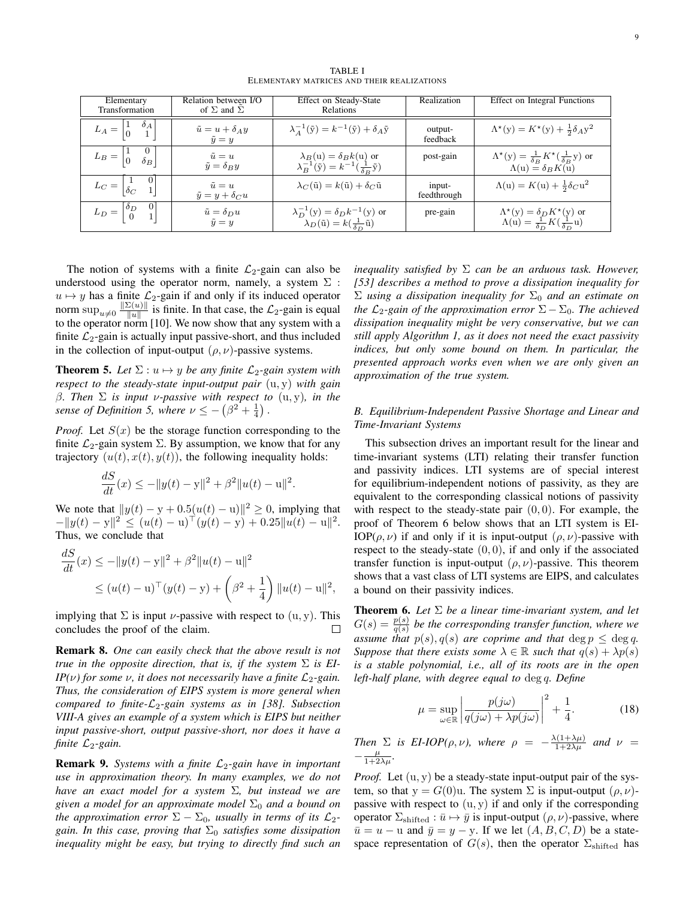TABLE I
ELEMENTARY MATRICES AND THEIR REALIZATIONS

| Elementary Transformation | Relation between I/O of $\Sigma$ and $\tilde{\Sigma}$ | Effect on Steady-State Relations | Realization | Effect on Integral Functions |
|---|---|---|---|---|
| $L_A = \begin{bmatrix} 1 & \delta_A \\ 0 & 1 \end{bmatrix}$ | $\tilde{u} = u + \delta_A y$ <br> $\tilde{y} = y$ | $\lambda_A^{-1}(\tilde{\mathrm{y}}) = k^{-1}(\tilde{\mathrm{y}}) + \delta_A \tilde{\mathrm{y}}$ | output-feedback | $\Lambda^\star(\mathrm{y}) = K^\star(\mathrm{y}) + \frac{1}{2}\delta_A \mathrm{y}^2$ |
| $L_B = \begin{bmatrix} 1 & 0 \\ 0 & \delta_B \end{bmatrix}$ | $\tilde{u} = u$ <br> $\tilde{y} = \delta_B y$ | $\lambda_B(\mathrm{u}) = \delta_B k(\mathrm{u})$ or <br> $\lambda_B^{-1}(\tilde{\mathrm{y}}) = k^{-1}(\frac{1}{\delta_B}\tilde{\mathrm{y}})$ | post-gain | $\Lambda^\star(\mathrm{y}) = \frac{1}{\delta_B} K^\star(\frac{1}{\delta_B}\mathrm{y})$ or <br> $\Lambda(\mathrm{u}) = \delta_B K(\mathrm{u})$ |
| $L_C = \begin{bmatrix} 1 & 0 \\ \delta_C & 1 \end{bmatrix}$ | $\tilde{u} = u$ <br> $\tilde{y} = y + \delta_C u$ | $\lambda_C(\tilde{\mathrm{u}}) = k(\tilde{\mathrm{u}}) + \delta_C \tilde{\mathrm{u}}$ | input-feedthrough | $\Lambda(\mathrm{u}) = K(\mathrm{u}) + \frac{1}{2}\delta_C \mathrm{u}^2$ |
| $L_D = \begin{bmatrix} \delta_D & 0 \\ 0 & 1 \end{bmatrix}$ | $\tilde{u} = \delta_D u$ <br> $\tilde{y} = y$ | $\lambda_D^{-1}(\mathrm{y}) = \delta_D k^{-1}(\mathrm{y})$ or <br> $\lambda_D(\tilde{\mathrm{u}}) = k(\frac{1}{\delta_D}\tilde{\mathrm{u}})$ | pre-gain | $\Lambda^\star(\mathrm{y}) = \delta_D K^\star(\mathrm{y})$ or <br> $\Lambda(\mathrm{u}) = \frac{1}{\delta_D} K(\frac{1}{\delta_D}\mathrm{u})$ |

The notion of systems with a finite $\mathcal{L}_2$-gain can also be understood using the operator norm, namely, a system $\Sigma : u \mapsto y$ has a finite $\mathcal{L}_2$-gain if and only if its induced operator norm $\sup_{u \neq 0} \frac{\|\Sigma(u)\|}{\|u\|}$ is finite. In that case, the $\mathcal{L}_2$-gain is equal to the operator norm [10]. We now show that any system with a finite $\mathcal{L}_2$-gain is actually input passive-short, and thus included in the collection of input-output $(\rho, \nu)$-passive systems.

**Theorem 5.** *Let $\Sigma : u \mapsto y$ be any finite $\mathcal{L}_2$-gain system with respect to the steady-state input-output pair $(\mathrm{u}, \mathrm{y})$ with gain $\beta$. Then $\Sigma$ is input $\nu$-passive with respect to $(\mathrm{u}, \mathrm{y})$, in the sense of Definition 5, where $\nu \leq -\left(\beta^2 + \frac{1}{4}\right)$.*

*Proof.* Let $S(x)$ be the storage function corresponding to the finite $\mathcal{L}_2$-gain system $\Sigma$. By assumption, we know that for any trajectory $(u(t), x(t), y(t))$, the following inequality holds:

$$\frac{dS}{dt}(x) \leq -\|y(t) - \mathrm{y}\|^2 + \beta^2 \|u(t) - \mathrm{u}\|^2.$$

We note that $\|y(t) - \mathrm{y} + 0.5(u(t) - \mathrm{u})\|^2 \geq 0$, implying that $-\|y(t) - \mathrm{y}\|^2 \leq (u(t) - \mathrm{u})^\top (y(t) - \mathrm{y}) + 0.25\|u(t) - \mathrm{u}\|^2$. Thus, we conclude that

$$\begin{aligned}
\frac{dS}{dt}(x) &\leq -\|y(t) - \mathrm{y}\|^2 + \beta^2 \|u(t) - \mathrm{u}\|^2 \\
&\leq (u(t) - \mathrm{u})^\top (y(t) - \mathrm{y}) + \left(\beta^2 + \frac{1}{4}\right) \|u(t) - \mathrm{u}\|^2,
\end{aligned}$$

implying that $\Sigma$ is input $\nu$-passive with respect to $(\mathrm{u}, \mathrm{y})$. This concludes the proof of the claim. □

**Remark 8.** *One can easily check that the above result is not true in the opposite direction, that is, if the system $\Sigma$ is EI-IP($\nu$) for some $\nu$, it does not necessarily have a finite $\mathcal{L}_2$-gain. Thus, the consideration of EIPS system is more general when compared to finite-$\mathcal{L}_2$-gain systems as in [38]. Subsection VIII-A gives an example of a system which is EIPS but neither input passive-short, output passive-short, nor does it have a finite $\mathcal{L}_2$-gain.*

**Remark 9.** *Systems with a finite $\mathcal{L}_2$-gain have in important use in approximation theory. In many examples, we do not have an exact model for a system $\Sigma$, but instead we are given a model for an approximate model $\Sigma_0$ and a bound on the approximation error $\Sigma - \Sigma_0$, usually in terms of its $\mathcal{L}_2$-gain. In this case, proving that $\Sigma_0$ satisfies some dissipation inequality might be easy, but trying to directly find such an inequality satisfied by $\Sigma$ can be an arduous task. However, [53] describes a method to prove a dissipation inequality for $\Sigma$ using a dissipation inequality for $\Sigma_0$ and an estimate on the $\mathcal{L}_2$-gain of the approximation error $\Sigma - \Sigma_0$. The achieved dissipation inequality might be very conservative, but we can still apply Algorithm 1, as it does not need the exact passivity indices, but only some bound on them. In particular, the presented approach works even when we are only given an approximation of the true system.*

### B. Equilibrium-Independent Passive Shortage and Linear and Time-Invariant Systems

This subsection drives an important result for the linear and time-invariant systems (LTI) relating their transfer function and passivity indices. LTI systems are of special interest for equilibrium-independent notions of passivity, as they are equivalent to the corresponding classical notions of passivity with respect to the steady-state pair $(0, 0)$. For example, the proof of Theorem 6 below shows that an LTI system is EI-IOP($\rho, \nu$) if and only if it is input-output $(\rho, \nu)$-passive with respect to the steady-state $(0, 0)$, if and only if the associated transfer function is input-output $(\rho, \nu)$-passive. This theorem shows that a vast class of LTI systems are EIPS, and calculates a bound on their passivity indices.

**Theorem 6.** *Let $\Sigma$ be a linear time-invariant system, and let $G(s) = \frac{p(s)}{q(s)}$ be the corresponding transfer function, where we assume that $p(s), q(s)$ are coprime and that $\deg p \leq \deg q$. Suppose that there exists some $\lambda \in \mathbb{R}$ such that $q(s) + \lambda p(s)$ is a stable polynomial, i.e., all of its roots are in the open left-half plane, with degree equal to $\deg q$. Define*

$$\mu = \sup_{\omega \in \mathbb{R}} \left| \frac{p(j\omega)}{q(j\omega) + \lambda p(j\omega)} \right|^2 + \frac{1}{4}. \tag{18}$$

*Then $\Sigma$ is EI-IOP($\rho, \nu$), where $\rho = -\frac{\lambda(1+\lambda\mu)}{1+2\lambda\mu}$ and $\nu = -\frac{\mu}{1+2\lambda\mu}$.*

*Proof.* Let $(\mathrm{u}, \mathrm{y})$ be a steady-state input-output pair of the system, so that $\mathrm{y} = G(0)\mathrm{u}$. The system $\Sigma$ is input-output $(\rho, \nu)$-passive with respect to $(\mathrm{u}, \mathrm{y})$ if and only if the corresponding operator $\Sigma_{\text{shifted}} : \bar{u} \mapsto \bar{y}$ is input-output $(\rho, \nu)$-passive, where $\bar{u} = u - \mathrm{u}$ and $\bar{y} = y - \mathrm{y}$. If we let $(A, B, C, D)$ be a state-space representation of $G(s)$, then the operator $\Sigma_{\text{shifted}}$ has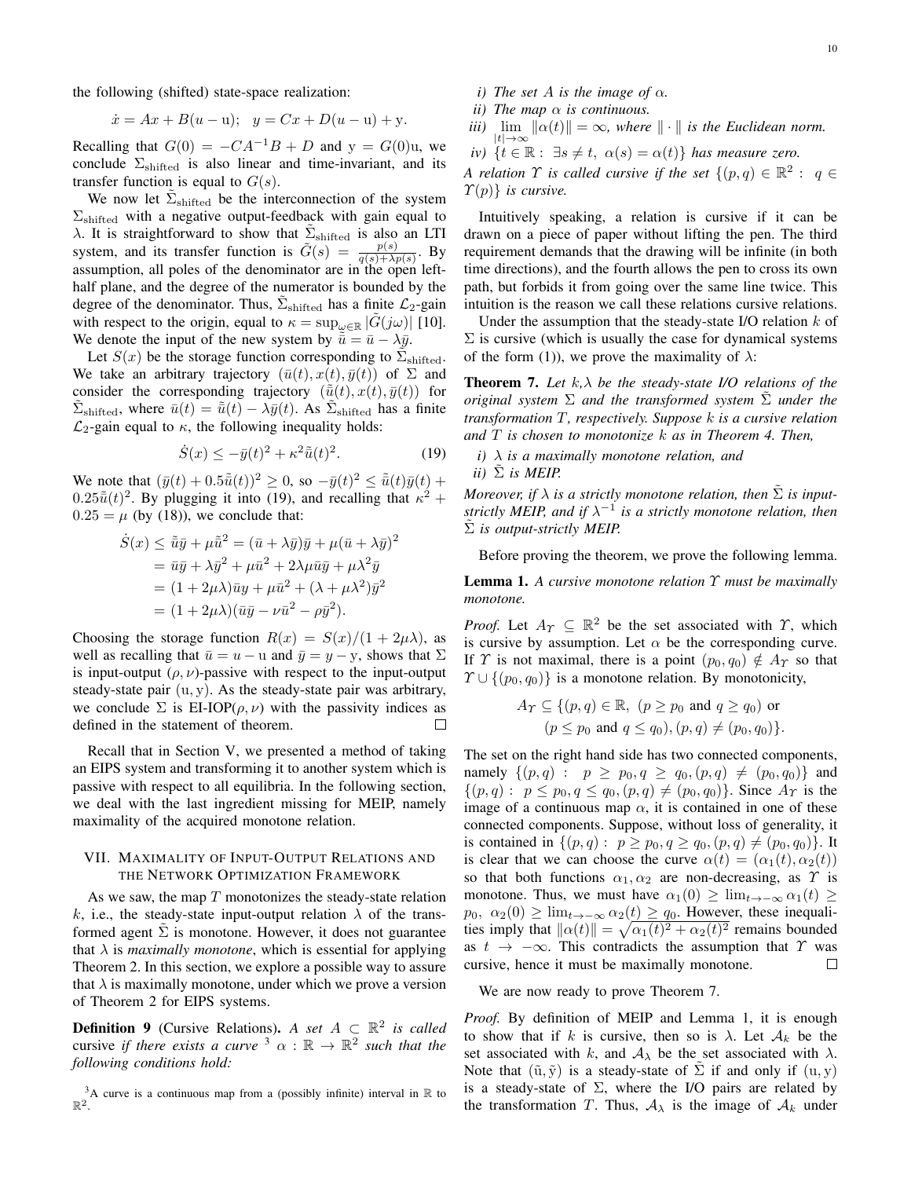the following (shifted) state-space realization:

$$\dot{x} = Ax + B(u - \mathrm{u}); \quad y = Cx + D(u - \mathrm{u}) + \mathrm{y}.$$

Recalling that $G(0) = -CA^{-1}B + D$ and $\mathrm{y} = G(0)\mathrm{u}$, we conclude $\Sigma_{\text{shifted}}$ is also linear and time-invariant, and its transfer function is equal to $G(s)$.

We now let $\tilde{\Sigma}_{\text{shifted}}$ be the interconnection of the system $\Sigma_{\text{shifted}}$ with a negative output-feedback with gain equal to $\lambda$. It is straightforward to show that $\tilde{\Sigma}_{\text{shifted}}$ is also an LTI system, and its transfer function is $\tilde{G}(s) = \frac{p(s)}{q(s)+\lambda p(s)}$. By assumption, all poles of the denominator are in the open left-half plane, and the degree of the numerator is bounded by the degree of the denominator. Thus, $\tilde{\Sigma}_{\text{shifted}}$ has a finite $\mathcal{L}_2$-gain with respect to the origin, equal to $\kappa = \sup_{\omega \in \mathbb{R}} |\tilde{G}(j\omega)|$ [10]. We denote the input of the new system by $\tilde{\bar{u}} = \bar{u} - \lambda\bar{y}$.

Let $S(x)$ be the storage function corresponding to $\tilde{\Sigma}_{\text{shifted}}$. We take an arbitrary trajectory $(\bar{u}(t), x(t), \bar{y}(t))$ of $\Sigma$ and consider the corresponding trajectory $(\tilde{\bar{u}}(t), x(t), \bar{y}(t))$ for $\tilde{\Sigma}_{\text{shifted}}$, where $\bar{u}(t) = \tilde{\bar{u}}(t) - \lambda\bar{y}(t)$. As $\tilde{\Sigma}_{\text{shifted}}$ has a finite $\mathcal{L}_2$-gain equal to $\kappa$, the following inequality holds:

$$\dot{S}(x) \leq -\bar{y}(t)^2 + \kappa^2\tilde{\bar{u}}(t)^2. \tag{19}$$

We note that $(\bar{y}(t) + 0.5\tilde{\bar{u}}(t))^2 \geq 0$, so $-\bar{y}(t)^2 \leq \tilde{\bar{u}}(t)\bar{y}(t) + 0.25\tilde{\bar{u}}(t)^2$. By plugging it into (19), and recalling that $\kappa^2 + 0.25 = \mu$ (by (18)), we conclude that:

$$\begin{aligned}
\dot{S}(x) &\leq \tilde{\bar{u}}\bar{y} + \mu\tilde{\bar{u}}^2 = (\bar{u} + \lambda\bar{y})\bar{y} + \mu(\bar{u} + \lambda\bar{y})^2 \\
&= \bar{u}\bar{y} + \lambda\bar{y}^2 + \mu\bar{u}^2 + 2\lambda\mu\bar{u}\bar{y} + \mu\lambda^2\bar{y} \\
&= (1 + 2\mu\lambda)\bar{u}y + \mu\bar{u}^2 + (\lambda + \mu\lambda^2)\bar{y}^2 \\
&= (1 + 2\mu\lambda)(\bar{u}\bar{y} - \nu\bar{u}^2 - \rho\bar{y}^2).
\end{aligned}$$

Choosing the storage function $R(x) = S(x)/(1 + 2\mu\lambda)$, as well as recalling that $\bar{u} = u - \mathrm{u}$ and $\bar{y} = y - \mathrm{y}$, shows that $\Sigma$ is input-output $(\rho, \nu)$-passive with respect to the input-output steady-state pair $(\mathrm{u}, \mathrm{y})$. As the steady-state pair was arbitrary, we conclude $\Sigma$ is EI-IOP$(\rho, \nu)$ with the passivity indices as defined in the statement of theorem. ☐

Recall that in Section V, we presented a method of taking an EIPS system and transforming it to another system which is passive with respect to all equilibria. In the following section, we deal with the last ingredient missing for MEIP, namely maximality of the acquired monotone relation.

## VII. Maximality of Input-Output Relations and the Network Optimization Framework

As we saw, the map $T$ monotonizes the steady-state relation $k$, i.e., the steady-state input-output relation $\lambda$ of the transformed agent $\tilde{\Sigma}$ is monotone. However, it does not guarantee that $\lambda$ is *maximally monotone*, which is essential for applying Theorem 2. In this section, we explore a possible way to assure that $\lambda$ is maximally monotone, under which we prove a version of Theorem 2 for EIPS systems.

**Definition 9** (Cursive Relations). *A set $A \subset \mathbb{R}^2$ is called* cursive *if there exists a curve [3] $\alpha : \mathbb{R} \to \mathbb{R}^2$ such that the following conditions hold:*

*i) The set $A$ is the image of $\alpha$.*

*ii) The map $\alpha$ is continuous.*

*iii) $\lim_{|t| \to \infty} \|\alpha(t)\| = \infty$, where $\|\cdot\|$ is the Euclidean norm.*

*iv) $\{t \in \mathbb{R} : \exists s \neq t, \ \alpha(s) = \alpha(t)\}$ has measure zero.*

*A relation $\Upsilon$ is called cursive if the set $\{(p, q) \in \mathbb{R}^2 : q \in \Upsilon(p)\}$ is cursive.*

[3] A curve is a continuous map from a (possibly infinite) interval in $\mathbb{R}$ to $\mathbb{R}^2$.

Intuitively speaking, a relation is cursive if it can be drawn on a piece of paper without lifting the pen. The third requirement demands that the drawing will be infinite (in both time directions), and the fourth allows the pen to cross its own path, but forbids it from going over the same line twice. This intuition is the reason we call these relations cursive relations.

Under the assumption that the steady-state I/O relation $k$ of $\Sigma$ is cursive (which is usually the case for dynamical systems of the form (1)), we prove the maximality of $\lambda$:

**Theorem 7.** *Let $k, \lambda$ be the steady-state I/O relations of the original system $\Sigma$ and the transformed system $\tilde{\Sigma}$ under the transformation $T$, respectively. Suppose $k$ is a cursive relation and $T$ is chosen to monotonize $k$ as in Theorem 4. Then,*

*i) $\lambda$ is a maximally monotone relation, and*

*ii) $\tilde{\Sigma}$ is MEIP.*

*Moreover, if $\lambda$ is a strictly monotone relation, then $\tilde{\Sigma}$ is input-strictly MEIP, and if $\lambda^{-1}$ is a strictly monotone relation, then $\tilde{\Sigma}$ is output-strictly MEIP.*

Before proving the theorem, we prove the following lemma.

**Lemma 1.** *A cursive monotone relation $\Upsilon$ must be maximally monotone.*

*Proof.* Let $A_\Upsilon \subseteq \mathbb{R}^2$ be the set associated with $\Upsilon$, which is cursive by assumption. Let $\alpha$ be the corresponding curve. If $\Upsilon$ is not maximal, there is a point $(p_0, q_0) \notin A_\Upsilon$ so that $\Upsilon \cup \{(p_0, q_0)\}$ is a monotone relation. By monotonicity,

$$\begin{aligned}
A_\Upsilon \subseteq \{(p, q) \in \mathbb{R}, \ &(p \geq p_0 \text{ and } q \geq q_0) \text{ or} \\
&(p \leq p_0 \text{ and } q \leq q_0), (p, q) \neq (p_0, q_0)\}.
\end{aligned}$$

The set on the right hand side has two connected components, namely $\{(p, q) : \ p \geq p_0, q \geq q_0, (p, q) \neq (p_0, q_0)\}$ and $\{(p, q) : \ p \leq p_0, q \leq q_0, (p, q) \neq (p_0, q_0)\}$. Since $A_\Upsilon$ is the image of a continuous map $\alpha$, it is contained in one of these connected components. Suppose, without loss of generality, it is contained in $\{(p, q) : \ p \geq p_0, q \geq q_0, (p, q) \neq (p_0, q_0)\}$. It is clear that we can choose the curve $\alpha(t) = (\alpha_1(t), \alpha_2(t))$ so that both functions $\alpha_1, \alpha_2$ are non-decreasing, as $\Upsilon$ is monotone. Thus, we must have $\alpha_1(0) \geq \lim_{t \to -\infty} \alpha_1(t) \geq p_0, \ \alpha_2(0) \geq \lim_{t \to -\infty} \alpha_2(t) \geq q_0$. However, these inequalities imply that $\|\alpha(t)\| = \sqrt{\alpha_1(t)^2 + \alpha_2(t)^2}$ remains bounded as $t \to -\infty$. This contradicts the assumption that $\Upsilon$ was cursive, hence it must be maximally monotone. ☐

We are now ready to prove Theorem 7.

*Proof.* By definition of MEIP and Lemma 1, it is enough to show that if $k$ is cursive, then so is $\lambda$. Let $\mathcal{A}_k$ be the set associated with $k$, and $\mathcal{A}_\lambda$ be the set associated with $\lambda$. Note that $(\tilde{\mathrm{u}}, \tilde{\mathrm{y}})$ is a steady-state of $\tilde{\Sigma}$ if and only if $(\mathrm{u}, \mathrm{y})$ is a steady-state of $\Sigma$, where the I/O pairs are related by the transformation $T$. Thus, $\mathcal{A}_\lambda$ is the image of $\mathcal{A}_k$ under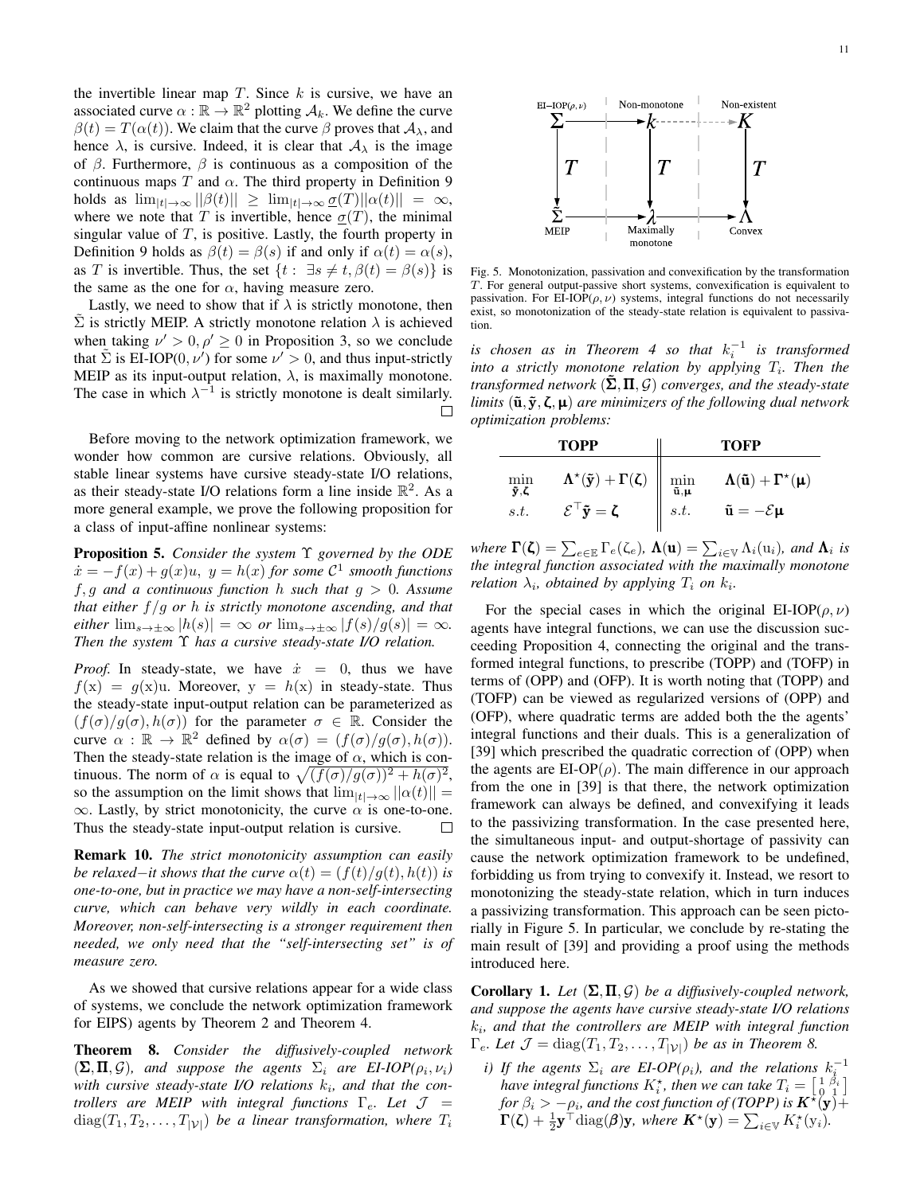the invertible linear map $T$. Since $k$ is cursive, we have an associated curve $\alpha : \mathbb{R} \to \mathbb{R}^2$ plotting $\mathcal{A}_k$. We define the curve $\beta(t) = T(\alpha(t))$. We claim that the curve $\beta$ proves that $\mathcal{A}_\lambda$, and hence $\lambda$, is cursive. Indeed, it is clear that $\mathcal{A}_\lambda$ is the image of $\beta$. Furthermore, $\beta$ is continuous as a composition of the continuous maps $T$ and $\alpha$. The third property in Definition 9 holds as $\lim_{|t|\to\infty} ||\beta(t)|| \geq \lim_{|t|\to\infty} \underline{\sigma}(T)||\alpha(t)|| = \infty$, where we note that $T$ is invertible, hence $\underline{\sigma}(T)$, the minimal singular value of $T$, is positive. Lastly, the fourth property in Definition 9 holds as $\beta(t) = \beta(s)$ if and only if $\alpha(t) = \alpha(s)$, as $T$ is invertible. Thus, the set $\{t : \exists s \neq t, \beta(t) = \beta(s)\}$ is the same as the one for $\alpha$, having measure zero.

Lastly, we need to show that if $\lambda$ is strictly monotone, then $\tilde{\Sigma}$ is strictly MEIP. A strictly monotone relation $\lambda$ is achieved when taking $\nu' > 0, \rho' \geq 0$ in Proposition 3, so we conclude that $\tilde{\Sigma}$ is EI-IOP($0, \nu'$) for some $\nu' > 0$, and thus input-strictly MEIP as its input-output relation, $\lambda$, is maximally monotone. The case in which $\lambda^{-1}$ is strictly monotone is dealt similarly. □

Before moving to the network optimization framework, we wonder how common are cursive relations. Obviously, all stable linear systems have cursive steady-state I/O relations, as their steady-state I/O relations form a line inside $\mathbb{R}^2$. As a more general example, we prove the following proposition for a class of input-affine nonlinear systems:

**Proposition 5.** *Consider the system $\Upsilon$ governed by the ODE $\dot{x} = -f(x) + g(x)u$, $y = h(x)$ for some $\mathcal{C}^1$ smooth functions $f, g$ and a continuous function $h$ such that $g > 0$. Assume that either $f/g$ or $h$ is strictly monotone ascending, and that either $\lim_{s\to\pm\infty} |h(s)| = \infty$ or $\lim_{s\to\pm\infty} |f(s)/g(s)| = \infty$. Then the system $\Upsilon$ has a cursive steady-state I/O relation.*

*Proof.* In steady-state, we have $\dot{x} = 0$, thus we have $f(\mathrm{x}) = g(\mathrm{x})\mathrm{u}$. Moreover, $\mathrm{y} = h(\mathrm{x})$ in steady-state. Thus the steady-state input-output relation can be parameterized as $(f(\sigma)/g(\sigma), h(\sigma))$ for the parameter $\sigma \in \mathbb{R}$. Consider the curve $\alpha : \mathbb{R} \to \mathbb{R}^2$ defined by $\alpha(\sigma) = (f(\sigma)/g(\sigma), h(\sigma))$. Then the steady-state relation is the image of $\alpha$, which is continuous. The norm of $\alpha$ is equal to $\sqrt{(f(\sigma)/g(\sigma))^2 + h(\sigma)^2}$, so the assumption on the limit shows that $\lim_{|t|\to\infty} ||\alpha(t)|| = \infty$. Lastly, by strict monotonicity, the curve $\alpha$ is one-to-one. Thus the steady-state input-output relation is cursive. □

**Remark 10.** *The strict monotonicity assumption can easily be relaxed–it shows that the curve $\alpha(t) = (f(t)/g(t), h(t))$ is one-to-one, but in practice we may have a non-self-intersecting curve, which can behave very wildly in each coordinate. Moreover, non-self-intersecting is a stronger requirement then needed, we only need that the "self-intersecting set" is of measure zero.*

As we showed that cursive relations appear for a wide class of systems, we conclude the network optimization framework for EIPS) agents by Theorem 2 and Theorem 4.

**Theorem 8.** *Consider the diffusively-coupled network $(\mathbf{\Sigma}, \mathbf{\Pi}, \mathcal{G})$, and suppose the agents $\Sigma_i$ are EI-IOP($\rho_i, \nu_i$) with cursive steady-state I/O relations $k_i$, and that the controllers are MEIP with integral functions $\Gamma_e$. Let $\mathcal{J} = \mathrm{diag}(T_1, T_2, \ldots, T_{|\mathcal{V}|})$ be a linear transformation, where $T_i$ is chosen as in Theorem 4 so that $k_i^{-1}$ is transformed into a strictly monotone relation by applying $T_i$. Then the transformed network $(\tilde{\mathbf{\Sigma}}, \mathbf{\Pi}, \mathcal{G})$ converges, and the steady-state limits $(\tilde{\mathbf{u}}, \tilde{\mathbf{y}}, \boldsymbol{\zeta}, \boldsymbol{\mu})$ are minimizers of the following dual network optimization problems:*

| **TOPP** | | **TOFP** | |
|---|---|---|---|
| $\min_{\tilde{\mathbf{y}}, \boldsymbol{\zeta}}$ | $\mathbf{\Lambda}^\star(\tilde{\mathbf{y}}) + \mathbf{\Gamma}(\boldsymbol{\zeta})$ | $\min_{\tilde{\mathbf{u}}, \boldsymbol{\mu}}$ | $\mathbf{\Lambda}(\tilde{\mathbf{u}}) + \mathbf{\Gamma}^\star(\boldsymbol{\mu})$ |
| $s.t.$ | $\mathcal{E}^\top \tilde{\mathbf{y}} = \boldsymbol{\zeta}$ | $s.t.$ | $\tilde{\mathbf{u}} = -\mathcal{E}\boldsymbol{\mu}$ |

*where $\mathbf{\Gamma}(\boldsymbol{\zeta}) = \sum_{e\in\mathbb{E}} \Gamma_e(\zeta_e)$, $\mathbf{\Lambda}(\mathbf{u}) = \sum_{i\in\mathbb{V}} \Lambda_i(\mathrm{u}_i)$, and $\mathbf{\Lambda}_i$ is the integral function associated with the maximally monotone relation $\lambda_i$, obtained by applying $T_i$ on $k_i$.*

Fig. 5. Monotonization, passivation and convexification by the transformation $T$. For general output-passive short systems, convexification is equivalent to passivation. For EI-IOP($\rho, \nu$) systems, integral functions do not necessarily exist, so monotonization of the steady-state relation is equivalent to passivation.

For the special cases in which the original EI-IOP($\rho, \nu$) agents have integral functions, we can use the discussion succeeding Proposition 4, connecting the original and the transformed integral functions, to prescribe (TOPP) and (TOFP) in terms of (OPP) and (OFP). It is worth noting that (TOPP) and (TOFP) can be viewed as regularized versions of (OPP) and (OFP), where quadratic terms are added both the the agents' integral functions and their duals. This is a generalization of [39] which prescribed the quadratic correction of (OPP) when the agents are EI-OP($\rho$). The main difference in our approach from the one in [39] is that there, the network optimization framework can always be defined, and convexifying it leads to the passivizing transformation. In the case presented here, the simultaneous input- and output-shortage of passivity can cause the network optimization framework to be undefined, forbidding us from trying to convexify it. Instead, we resort to monotonizing the steady-state relation, which in turn induces a passivizing transformation. This approach can be seen pictorially in Figure 5. In particular, we conclude by re-stating the main result of [39] and providing a proof using the methods introduced here.

**Corollary 1.** *Let $(\mathbf{\Sigma}, \mathbf{\Pi}, \mathcal{G})$ be a diffusively-coupled network, and suppose the agents have cursive steady-state I/O relations $k_i$, and that the controllers are MEIP with integral function $\Gamma_e$. Let $\mathcal{J} = \mathrm{diag}(T_1, T_2, \ldots, T_{|\mathcal{V}|})$ be as in Theorem 8.*

*i) If the agents $\Sigma_i$ are EI-OP($\rho_i$), and the relations $k_i^{-1}$ have integral functions $K_i^\star$, then we can take $T_i = \begin{bmatrix} 1 & \beta_i \\ 0 & 1 \end{bmatrix}$ for $\beta_i > -\rho_i$, and the cost function of (TOPP) is $\boldsymbol{K}^\star(\mathbf{y}) + \mathbf{\Gamma}(\boldsymbol{\zeta}) + \frac{1}{2}\mathbf{y}^\top \mathrm{diag}(\boldsymbol{\beta})\mathbf{y}$, where $\boldsymbol{K}^\star(\mathbf{y}) = \sum_{i\in\mathbb{V}} K_i^\star(\mathrm{y}_i)$.*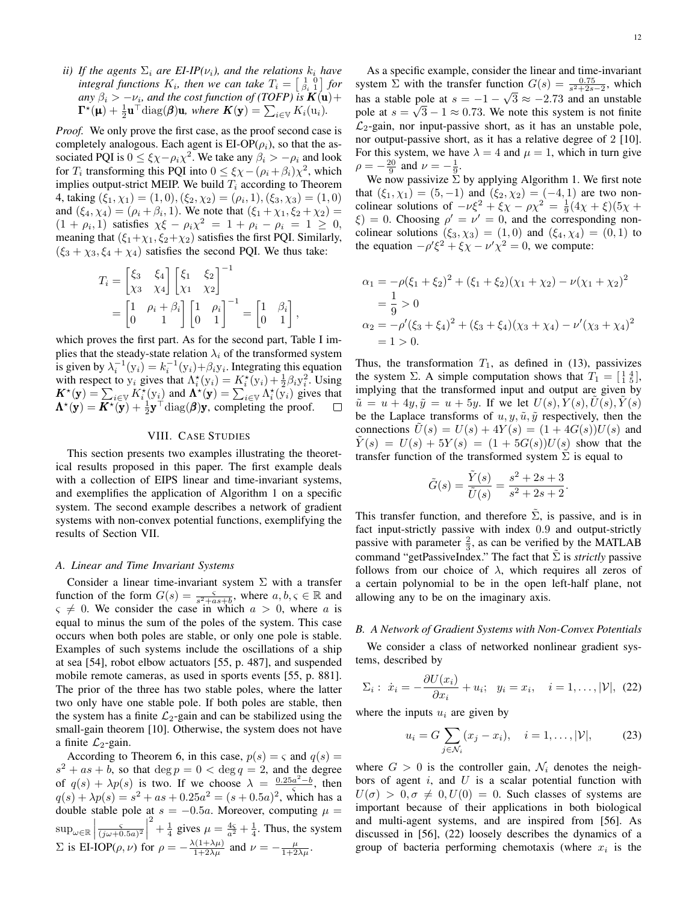*ii) If the agents $\Sigma_i$ are EI-IP($\nu_i$), and the relations $k_i$ have integral functions $K_i$, then we can take $T_i = \left[\begin{smallmatrix} 1 & 0 \\ \beta_i & 1 \end{smallmatrix}\right]$ for any $\beta_i > -\nu_i$, and the cost function of (TOFP) is $\boldsymbol{K}(\mathbf{u}) + \boldsymbol{\Gamma}^\star(\boldsymbol{\mu}) + \frac{1}{2}\mathbf{u}^\top \mathrm{diag}(\boldsymbol{\beta})\mathbf{u}$, where $\boldsymbol{K}(\mathbf{y}) = \sum_{i\in\mathbb{V}} K_i(\mathrm{u}_i)$.*

*Proof.* We only prove the first case, as the proof second case is completely analogous. Each agent is EI-OP($\rho_i$), so that the associated PQI is $0 \le \xi\chi - \rho_i\chi^2$. We take any $\beta_i > -\rho_i$ and look for $T_i$ transforming this PQI into $0 \le \xi\chi - (\rho_i+\beta_i)\chi^2$, which implies output-strict MEIP. We build $T_i$ according to Theorem 4, taking $(\xi_1,\chi_1) = (1,0), (\xi_2,\chi_2) = (\rho_i, 1), (\xi_3,\chi_3) = (1,0)$ and $(\xi_4,\chi_4) = (\rho_i+\beta_i, 1)$. We note that $(\xi_1+\chi_1, \xi_2+\chi_2) = (1+\rho_i, 1)$ satisfies $\chi\xi - \rho_i\chi^2 = 1+\rho_i-\rho_i = 1 \ge 0$, meaning that $(\xi_1+\chi_1, \xi_2+\chi_2)$ satisfies the first PQI. Similarly, $(\xi_3+\chi_3, \xi_4+\chi_4)$ satisfies the second PQI. We thus take:

$$
\begin{aligned}
T_i &= \begin{bmatrix} \xi_3 & \xi_4 \\ \chi_3 & \chi_4 \end{bmatrix} \begin{bmatrix} \xi_1 & \xi_2 \\ \chi_1 & \chi_2 \end{bmatrix}^{-1} \\
&= \begin{bmatrix} 1 & \rho_i+\beta_i \\ 0 & 1 \end{bmatrix} \begin{bmatrix} 1 & \rho_i \\ 0 & 1 \end{bmatrix}^{-1} = \begin{bmatrix} 1 & \beta_i \\ 0 & 1 \end{bmatrix},
\end{aligned}
$$

which proves the first part. As for the second part, Table I implies that the steady-state relation $\lambda_i$ of the transformed system is given by $\lambda_i^{-1}(\mathrm{y}_i) = k_i^{-1}(\mathrm{y}_i) + \beta_i\mathrm{y}_i$. Integrating this equation with respect to $\mathrm{y}_i$ gives that $\Lambda_i^\star(\mathrm{y}_i) = K_i^\star(\mathrm{y}_i) + \frac{1}{2}\beta_i\mathrm{y}_i^2$. Using $\boldsymbol{K}^\star(\mathbf{y}) = \sum_{i\in\mathbb{V}} K_i^\star(\mathrm{y}_i)$ and $\boldsymbol{\Lambda}^\star(\mathbf{y}) = \sum_{i\in\mathbb{V}} \Lambda_i^\star(\mathrm{y}_i)$ gives that $\boldsymbol{\Lambda}^\star(\mathbf{y}) = \boldsymbol{K}^\star(\mathbf{y}) + \frac{1}{2}\mathbf{y}^\top\mathrm{diag}(\boldsymbol{\beta})\mathbf{y}$, completing the proof. ∎

## VIII. Case Studies

This section presents two examples illustrating the theoretical results proposed in this paper. The first example deals with a collection of EIPS linear and time-invariant systems, and exemplifies the application of Algorithm 1 on a specific system. The second example describes a network of gradient systems with non-convex potential functions, exemplifying the results of Section VII.

### A. Linear and Time Invariant Systems

Consider a linear time-invariant system $\Sigma$ with a transfer function of the form $G(s) = \frac{\varsigma}{s^2+as+b}$, where $a, b, \varsigma \in \mathbb{R}$ and $\varsigma \ne 0$. We consider the case in which $a > 0$, where $a$ is equal to minus the sum of the poles of the system. This case occurs when both poles are stable, or only one pole is stable. Examples of such systems include the oscillations of a ship at sea [54], robot elbow actuators [55, p. 487], and suspended mobile remote cameras, as used in sports events [55, p. 881]. The prior of the three has two stable poles, where the latter two only have one stable pole. If both poles are stable, then the system has a finite $\mathcal{L}_2$-gain and can be stabilized using the small-gain theorem [10]. Otherwise, the system does not have a finite $\mathcal{L}_2$-gain.

According to Theorem 6, in this case, $p(s) = \varsigma$ and $q(s) = s^2+as+b$, so that $\deg p = 0 < \deg q = 2$, and the degree of $q(s) + \lambda p(s)$ is two. If we choose $\lambda = \frac{0.25a^2 - b}{\varsigma}$, then $q(s) + \lambda p(s) = s^2 + as + 0.25a^2 = (s+0.5a)^2$, which has a double stable pole at $s = -0.5a$. Moreover, computing $\mu = \sup_{\omega\in\mathbb{R}} \left|\frac{\varsigma}{(j\omega+0.5a)^2}\right|^2 + \frac{1}{4}$ gives $\mu = \frac{4\varsigma}{a^2} + \frac{1}{4}$. Thus, the system $\Sigma$ is EI-IOP($\rho,\nu$) for $\rho = -\frac{\lambda(1+\lambda\mu)}{1+2\lambda\mu}$ and $\nu = -\frac{\mu}{1+2\lambda\mu}$.

As a specific example, consider the linear and time-invariant system $\Sigma$ with the transfer function $G(s) = \frac{0.75}{s^2+2s-2}$, which has a stable pole at $s = -1-\sqrt{3} \approx -2.73$ and an unstable pole at $s = \sqrt{3}-1 \approx 0.73$. We note this system is not finite $\mathcal{L}_2$-gain, nor input-passive short, as it has an unstable pole, nor output-passive short, as it has a relative degree of 2 [10]. For this system, we have $\lambda = 4$ and $\mu = 1$, which in turn give $\rho = -\frac{20}{9}$ and $\nu = -\frac{1}{9}$.

We now passivize $\Sigma$ by applying Algorithm 1. We first note that $(\xi_1,\chi_1) = (5,-1)$ and $(\xi_2,\chi_2) = (-4,1)$ are two non-colinear solutions of $-\nu\xi^2 + \xi\chi - \rho\chi^2 = \frac{1}{9}(4\chi+\xi)(5\chi+\xi) = 0$. Choosing $\rho' = \nu' = 0$, and the corresponding non-colinear solutions $(\xi_3,\chi_3) = (1,0)$ and $(\xi_4,\chi_4) = (0,1)$ to the equation $-\rho'\xi^2 + \xi\chi - \nu'\chi^2 = 0$, we compute:

$$
\begin{aligned}
\alpha_1 &= -\rho(\xi_1+\xi_2)^2 + (\xi_1+\xi_2)(\chi_1+\chi_2) - \nu(\chi_1+\chi_2)^2 \\
&= \frac{1}{9} > 0 \\
\alpha_2 &= -\rho'(\xi_3+\xi_4)^2 + (\xi_3+\xi_4)(\chi_3+\chi_4) - \nu'(\chi_3+\chi_4)^2 \\
&= 1 > 0.
\end{aligned}
$$

Thus, the transformation $T_1$, as defined in (13), passivizes the system $\Sigma$. A simple computation shows that $T_1 = \left[\begin{smallmatrix} 1 & 4 \\ 1 & 5 \end{smallmatrix}\right]$, implying that the transformed input and output are given by $\tilde{u} = u + 4y, \tilde{y} = u + 5y$. If we let $U(s), Y(s), \tilde{U}(s), \tilde{Y}(s)$ be the Laplace transforms of $u, y, \tilde{u}, \tilde{y}$ respectively, then the connections $\tilde{U}(s) = U(s) + 4Y(s) = (1+4G(s))U(s)$ and $\tilde{Y}(s) = U(s) + 5Y(s) = (1+5G(s))U(s)$ show that the transfer function of the transformed system $\tilde{\Sigma}$ is equal to

$$
\tilde{G}(s) = \frac{\tilde{Y}(s)}{\tilde{U}(s)} = \frac{s^2+2s+3}{s^2+2s+2}.
$$

This transfer function, and therefore $\tilde{\Sigma}$, is passive, and is in fact input-strictly passive with index $0.9$ and output-strictly passive with parameter $\frac{2}{3}$, as can be verified by the MATLAB command "getPassiveIndex." The fact that $\tilde{\Sigma}$ is *strictly* passive follows from our choice of $\lambda$, which requires all zeros of a certain polynomial to be in the open left-half plane, not allowing any to be on the imaginary axis.

### B. A Network of Gradient Systems with Non-Convex Potentials

We consider a class of networked nonlinear gradient systems, described by

$$
\Sigma_i: \ \dot{x}_i = -\frac{\partial U(x_i)}{\partial x_i} + u_i; \quad y_i = x_i, \quad i = 1,\dots,|\mathcal{V}|, \quad (22)
$$

where the inputs $u_i$ are given by

$$
u_i = G\sum_{j\in\mathcal{N}_i}(x_j - x_i), \quad i = 1,\dots,|\mathcal{V}|, \quad (23)
$$

where $G > 0$ is the controller gain, $\mathcal{N}_i$ denotes the neighbors of agent $i$, and $U$ is a scalar potential function with $U(\sigma) > 0, \sigma \ne 0, U(0) = 0$. Such classes of systems are important because of their applications in both biological and multi-agent systems, and are inspired from [56]. As discussed in [56], (22) loosely describes the dynamics of a group of bacteria performing chemotaxis (where $x_i$ is the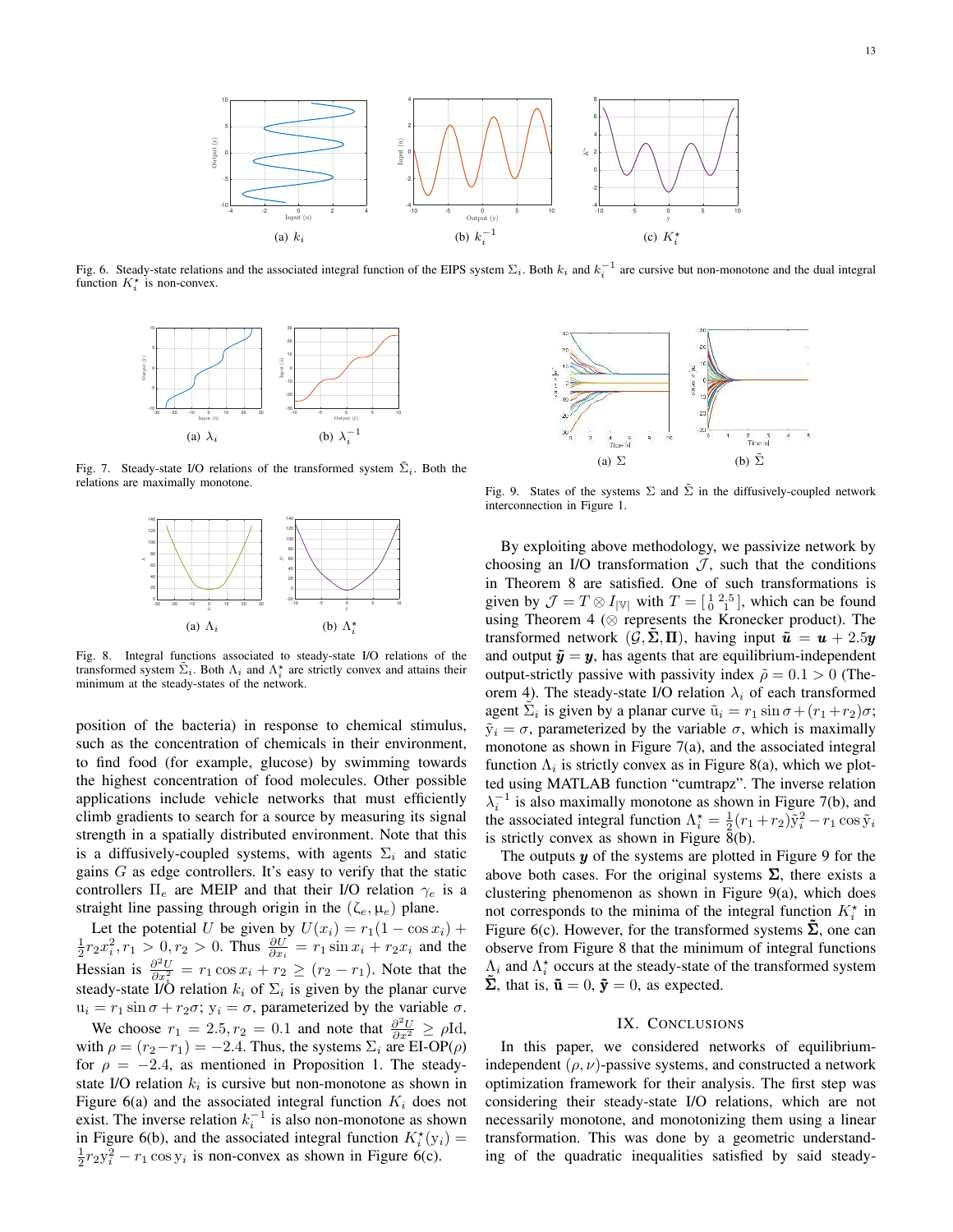Fig. 6. Steady-state relations and the associated integral function of the EIPS system $\Sigma_i$. Both $k_i$ and $k_i^{-1}$ are cursive but non-monotone and the dual integral function $K_i^\star$ is non-convex.

(a) $k_i$ (b) $k_i^{-1}$ (c) $K_i^\star$

Fig. 7. Steady-state I/O relations of the transformed system $\tilde{\Sigma}_i$. Both the relations are maximally monotone.

(a) $\lambda_i$ (b) $\lambda_i^{-1}$

Fig. 8. Integral functions associated to steady-state I/O relations of the transformed system $\tilde{\Sigma}_i$. Both $\Lambda_i$ and $\Lambda_i^\star$ are strictly convex and attains their minimum at the steady-states of the network.

(a) $\Lambda_i$ (b) $\Lambda_i^\star$

position of the bacteria) in response to chemical stimulus, such as the concentration of chemicals in their environment, to find food (for example, glucose) by swimming towards the highest concentration of food molecules. Other possible applications include vehicle networks that must efficiently climb gradients to search for a source by measuring its signal strength in a spatially distributed environment. Note that this is a diffusively-coupled systems, with agents $\Sigma_i$ and static gains $G$ as edge controllers. It's easy to verify that the static controllers $\Pi_e$ are MEIP and that their I/O relation $\gamma_e$ is a straight line passing through origin in the $(\zeta_e, \mu_e)$ plane.

Let the potential $U$ be given by $U(x_i) = r_1(1 - \cos x_i) + \frac{1}{2}r_2 x_i^2, r_1 > 0, r_2 > 0$. Thus $\frac{\partial U}{\partial x_i} = r_1 \sin x_i + r_2 x_i$ and the Hessian is $\frac{\partial^2 U}{\partial x_i^2} = r_1 \cos x_i + r_2 \geq (r_2 - r_1)$. Note that the steady-state I/O relation $k_i$ of $\Sigma_i$ is given by the planar curve $\mathrm{u}_i = r_1 \sin \sigma + r_2 \sigma$; $\mathrm{y}_i = \sigma$, parameterized by the variable $\sigma$.

We choose $r_1 = 2.5, r_2 = 0.1$ and note that $\frac{\partial^2 U}{\partial x^2} \geq \rho \mathrm{Id}$, with $\rho = (r_2 - r_1) = -2.4$. Thus, the systems $\Sigma_i$ are EI-OP($\rho$) for $\rho = -2.4$, as mentioned in Proposition 1. The steady-state I/O relation $k_i$ is cursive but non-monotone as shown in Figure 6(a) and the associated integral function $K_i$ does not exist. The inverse relation $k_i^{-1}$ is also non-monotone as shown in Figure 6(b), and the associated integral function $K_i^\star(\mathrm{y}_i) = \frac{1}{2}r_2 \mathrm{y}_i^2 - r_1 \cos \mathrm{y}_i$ is non-convex as shown in Figure 6(c).

Fig. 9. States of the systems $\Sigma$ and $\tilde{\Sigma}$ in the diffusively-coupled network interconnection in Figure 1.

(a) $\Sigma$ (b) $\tilde{\Sigma}$

By exploiting above methodology, we passivize network by choosing an I/O transformation $\mathcal{J}$, such that the conditions in Theorem 8 are satisfied. One of such transformations is given by $\mathcal{J} = T \otimes I_{|\mathbb{V}|}$ with $T = \left[\begin{smallmatrix} 1 & 2.5 \\ 0 & 1 \end{smallmatrix}\right]$, which can be found using Theorem 4 ($\otimes$ represents the Kronecker product). The transformed network $(\mathcal{G}, \tilde{\boldsymbol{\Sigma}}, \boldsymbol{\Pi})$, having input $\tilde{\boldsymbol{u}} = \boldsymbol{u} + 2.5\boldsymbol{y}$ and output $\tilde{\boldsymbol{y}} = \boldsymbol{y}$, has agents that are equilibrium-independent output-strictly passive with passivity index $\tilde{\rho} = 0.1 > 0$ (Theorem 4). The steady-state I/O relation $\lambda_i$ of each transformed agent $\tilde{\Sigma}_i$ is given by a planar curve $\tilde{\mathrm{u}}_i = r_1 \sin \sigma + (r_1 + r_2)\sigma$; $\tilde{\mathrm{y}}_i = \sigma$, parameterized by the variable $\sigma$, which is maximally monotone as shown in Figure 7(a), and the associated integral function $\Lambda_i$ is strictly convex as in Figure 8(a), which we plotted using MATLAB function "cumtrapz". The inverse relation $\lambda_i^{-1}$ is also maximally monotone as shown in Figure 7(b), and the associated integral function $\Lambda_i^\star = \frac{1}{2}(r_1 + r_2)\tilde{\mathrm{y}}_i^2 - r_1 \cos \tilde{\mathrm{y}}_i$ is strictly convex as shown in Figure 8(b).

The outputs $\boldsymbol{y}$ of the systems are plotted in Figure 9 for the above both cases. For the original systems $\boldsymbol{\Sigma}$, there exists a clustering phenomenon as shown in Figure 9(a), which does not corresponds to the minima of the integral function $K_i^\star$ in Figure 6(c). However, for the transformed systems $\tilde{\boldsymbol{\Sigma}}$, one can observe from Figure 8 that the minimum of integral functions $\Lambda_i$ and $\Lambda_i^\star$ occurs at the steady-state of the transformed system $\tilde{\boldsymbol{\Sigma}}$, that is, $\tilde{\mathbf{u}} = 0$, $\tilde{\mathbf{y}} = 0$, as expected.

## IX. Conclusions

In this paper, we considered networks of equilibrium-independent $(\rho, \nu)$-passive systems, and constructed a network optimization framework for their analysis. The first step was considering their steady-state I/O relations, which are not necessarily monotone, and monotonizing them using a linear transformation. This was done by a geometric understanding of the quadratic inequalities satisfied by said steady-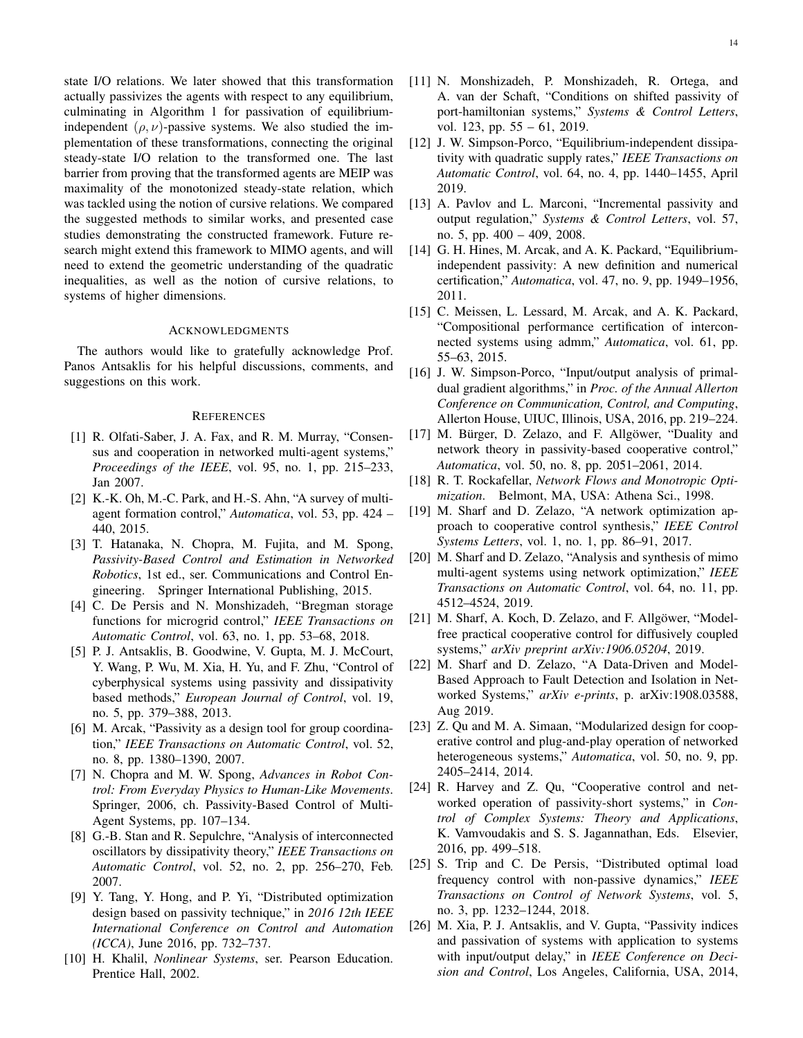state I/O relations. We later showed that this transformation actually passivizes the agents with respect to any equilibrium, culminating in Algorithm 1 for passivation of equilibrium-independent $(\rho, \nu)$-passive systems. We also studied the implementation of these transformations, connecting the original steady-state I/O relation to the transformed one. The last barrier from proving that the transformed agents are MEIP was maximality of the monotonized steady-state relation, which was tackled using the notion of cursive relations. We compared the suggested methods to similar works, and presented case studies demonstrating the constructed framework. Future research might extend this framework to MIMO agents, and will need to extend the geometric understanding of the quadratic inequalities, as well as the notion of cursive relations, to systems of higher dimensions.

## Acknowledgments

The authors would like to gratefully acknowledge Prof. Panos Antsaklis for his helpful discussions, comments, and suggestions on this work.

## References

[1] R. Olfati-Saber, J. A. Fax, and R. M. Murray, "Consensus and cooperation in networked multi-agent systems," *Proceedings of the IEEE*, vol. 95, no. 1, pp. 215–233, Jan 2007.

[2] K.-K. Oh, M.-C. Park, and H.-S. Ahn, "A survey of multi-agent formation control," *Automatica*, vol. 53, pp. 424 – 440, 2015.

[3] T. Hatanaka, N. Chopra, M. Fujita, and M. Spong, *Passivity-Based Control and Estimation in Networked Robotics*, 1st ed., ser. Communications and Control Engineering. Springer International Publishing, 2015.

[4] C. De Persis and N. Monshizadeh, "Bregman storage functions for microgrid control," *IEEE Transactions on Automatic Control*, vol. 63, no. 1, pp. 53–68, 2018.

[5] P. J. Antsaklis, B. Goodwine, V. Gupta, M. J. McCourt, Y. Wang, P. Wu, M. Xia, H. Yu, and F. Zhu, "Control of cyberphysical systems using passivity and dissipativity based methods," *European Journal of Control*, vol. 19, no. 5, pp. 379–388, 2013.

[6] M. Arcak, "Passivity as a design tool for group coordination," *IEEE Transactions on Automatic Control*, vol. 52, no. 8, pp. 1380–1390, 2007.

[7] N. Chopra and M. W. Spong, *Advances in Robot Control: From Everyday Physics to Human-Like Movements*. Springer, 2006, ch. Passivity-Based Control of Multi-Agent Systems, pp. 107–134.

[8] G.-B. Stan and R. Sepulchre, "Analysis of interconnected oscillators by dissipativity theory," *IEEE Transactions on Automatic Control*, vol. 52, no. 2, pp. 256–270, Feb. 2007.

[9] Y. Tang, Y. Hong, and P. Yi, "Distributed optimization design based on passivity technique," in *2016 12th IEEE International Conference on Control and Automation (ICCA)*, June 2016, pp. 732–737.

[10] H. Khalil, *Nonlinear Systems*, ser. Pearson Education. Prentice Hall, 2002.

[11] N. Monshizadeh, P. Monshizadeh, R. Ortega, and A. van der Schaft, "Conditions on shifted passivity of port-hamiltonian systems," *Systems & Control Letters*, vol. 123, pp. 55 – 61, 2019.

[12] J. W. Simpson-Porco, "Equilibrium-independent dissipativity with quadratic supply rates," *IEEE Transactions on Automatic Control*, vol. 64, no. 4, pp. 1440–1455, April 2019.

[13] A. Pavlov and L. Marconi, "Incremental passivity and output regulation," *Systems & Control Letters*, vol. 57, no. 5, pp. 400 – 409, 2008.

[14] G. H. Hines, M. Arcak, and A. K. Packard, "Equilibrium-independent passivity: A new definition and numerical certification," *Automatica*, vol. 47, no. 9, pp. 1949–1956, 2011.

[15] C. Meissen, L. Lessard, M. Arcak, and A. K. Packard, "Compositional performance certification of interconnected systems using admm," *Automatica*, vol. 61, pp. 55–63, 2015.

[16] J. W. Simpson-Porco, "Input/output analysis of primal-dual gradient algorithms," in *Proc. of the Annual Allerton Conference on Communication, Control, and Computing*, Allerton House, UIUC, Illinois, USA, 2016, pp. 219–224.

[17] M. Bürger, D. Zelazo, and F. Allgöwer, "Duality and network theory in passivity-based cooperative control," *Automatica*, vol. 50, no. 8, pp. 2051–2061, 2014.

[18] R. T. Rockafellar, *Network Flows and Monotropic Optimization*. Belmont, MA, USA: Athena Sci., 1998.

[19] M. Sharf and D. Zelazo, "A network optimization approach to cooperative control synthesis," *IEEE Control Systems Letters*, vol. 1, no. 1, pp. 86–91, 2017.

[20] M. Sharf and D. Zelazo, "Analysis and synthesis of mimo multi-agent systems using network optimization," *IEEE Transactions on Automatic Control*, vol. 64, no. 11, pp. 4512–4524, 2019.

[21] M. Sharf, A. Koch, D. Zelazo, and F. Allgöwer, "Model-free practical cooperative control for diffusively coupled systems," *arXiv preprint arXiv:1906.05204*, 2019.

[22] M. Sharf and D. Zelazo, "A Data-Driven and Model-Based Approach to Fault Detection and Isolation in Networked Systems," *arXiv e-prints*, p. arXiv:1908.03588, Aug 2019.

[23] Z. Qu and M. A. Simaan, "Modularized design for cooperative control and plug-and-play operation of networked heterogeneous systems," *Automatica*, vol. 50, no. 9, pp. 2405–2414, 2014.

[24] R. Harvey and Z. Qu, "Cooperative control and networked operation of passivity-short systems," in *Control of Complex Systems: Theory and Applications*, K. Vamvoudakis and S. S. Jagannathan, Eds. Elsevier, 2016, pp. 499–518.

[25] S. Trip and C. De Persis, "Distributed optimal load frequency control with non-passive dynamics," *IEEE Transactions on Control of Network Systems*, vol. 5, no. 3, pp. 1232–1244, 2018.

[26] M. Xia, P. J. Antsaklis, and V. Gupta, "Passivity indices and passivation of systems with application to systems with input/output delay," in *IEEE Conference on Decision and Control*, Los Angeles, California, USA, 2014,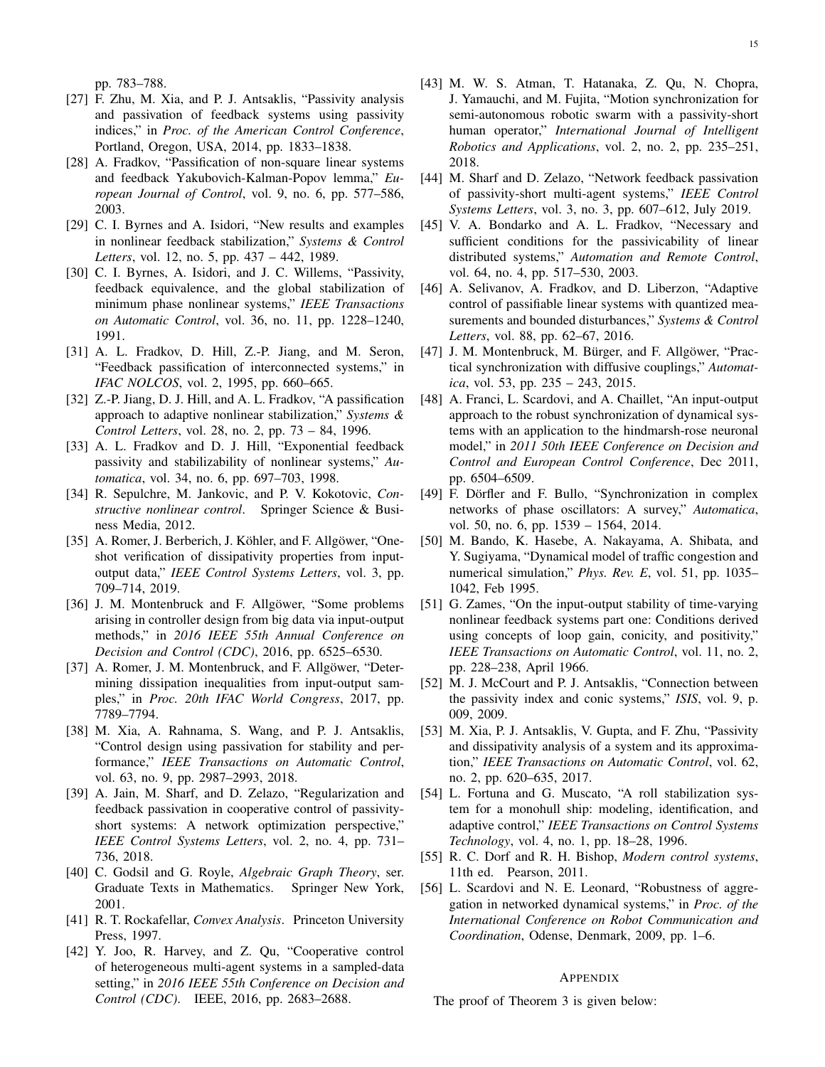pp. 783–788.

[27] F. Zhu, M. Xia, and P. J. Antsaklis, "Passivity analysis and passivation of feedback systems using passivity indices," in *Proc. of the American Control Conference*, Portland, Oregon, USA, 2014, pp. 1833–1838.

[28] A. Fradkov, "Passification of non-square linear systems and feedback Yakubovich-Kalman-Popov lemma," *European Journal of Control*, vol. 9, no. 6, pp. 577–586, 2003.

[29] C. I. Byrnes and A. Isidori, "New results and examples in nonlinear feedback stabilization," *Systems & Control Letters*, vol. 12, no. 5, pp. 437 – 442, 1989.

[30] C. I. Byrnes, A. Isidori, and J. C. Willems, "Passivity, feedback equivalence, and the global stabilization of minimum phase nonlinear systems," *IEEE Transactions on Automatic Control*, vol. 36, no. 11, pp. 1228–1240, 1991.

[31] A. L. Fradkov, D. Hill, Z.-P. Jiang, and M. Seron, "Feedback passification of interconnected systems," in *IFAC NOLCOS*, vol. 2, 1995, pp. 660–665.

[32] Z.-P. Jiang, D. J. Hill, and A. L. Fradkov, "A passification approach to adaptive nonlinear stabilization," *Systems & Control Letters*, vol. 28, no. 2, pp. 73 – 84, 1996.

[33] A. L. Fradkov and D. J. Hill, "Exponential feedback passivity and stabilizability of nonlinear systems," *Automatica*, vol. 34, no. 6, pp. 697–703, 1998.

[34] R. Sepulchre, M. Jankovic, and P. V. Kokotovic, *Constructive nonlinear control*. Springer Science & Business Media, 2012.

[35] A. Romer, J. Berberich, J. Köhler, and F. Allgöwer, "One-shot verification of dissipativity properties from input-output data," *IEEE Control Systems Letters*, vol. 3, pp. 709–714, 2019.

[36] J. M. Montenbruck and F. Allgöwer, "Some problems arising in controller design from big data via input-output methods," in *2016 IEEE 55th Annual Conference on Decision and Control (CDC)*, 2016, pp. 6525–6530.

[37] A. Romer, J. M. Montenbruck, and F. Allgöwer, "Determining dissipation inequalities from input-output samples," in *Proc. 20th IFAC World Congress*, 2017, pp. 7789–7794.

[38] M. Xia, A. Rahnama, S. Wang, and P. J. Antsaklis, "Control design using passivation for stability and performance," *IEEE Transactions on Automatic Control*, vol. 63, no. 9, pp. 2987–2993, 2018.

[39] A. Jain, M. Sharf, and D. Zelazo, "Regularization and feedback passivation in cooperative control of passivity-short systems: A network optimization perspective," *IEEE Control Systems Letters*, vol. 2, no. 4, pp. 731–736, 2018.

[40] C. Godsil and G. Royle, *Algebraic Graph Theory*, ser. Graduate Texts in Mathematics. Springer New York, 2001.

[41] R. T. Rockafellar, *Convex Analysis*. Princeton University Press, 1997.

[42] Y. Joo, R. Harvey, and Z. Qu, "Cooperative control of heterogeneous multi-agent systems in a sampled-data setting," in *2016 IEEE 55th Conference on Decision and Control (CDC)*. IEEE, 2016, pp. 2683–2688.

[43] M. W. S. Atman, T. Hatanaka, Z. Qu, N. Chopra, J. Yamauchi, and M. Fujita, "Motion synchronization for semi-autonomous robotic swarm with a passivity-short human operator," *International Journal of Intelligent Robotics and Applications*, vol. 2, no. 2, pp. 235–251, 2018.

[44] M. Sharf and D. Zelazo, "Network feedback passivation of passivity-short multi-agent systems," *IEEE Control Systems Letters*, vol. 3, no. 3, pp. 607–612, July 2019.

[45] V. A. Bondarko and A. L. Fradkov, "Necessary and sufficient conditions for the passivicability of linear distributed systems," *Automation and Remote Control*, vol. 64, no. 4, pp. 517–530, 2003.

[46] A. Selivanov, A. Fradkov, and D. Liberzon, "Adaptive control of passifiable linear systems with quantized measurements and bounded disturbances," *Systems & Control Letters*, vol. 88, pp. 62–67, 2016.

[47] J. M. Montenbruck, M. Bürger, and F. Allgöwer, "Practical synchronization with diffusive couplings," *Automatica*, vol. 53, pp. 235 – 243, 2015.

[48] A. Franci, L. Scardovi, and A. Chaillet, "An input-output approach to the robust synchronization of dynamical systems with an application to the hindmarsh-rose neuronal model," in *2011 50th IEEE Conference on Decision and Control and European Control Conference*, Dec 2011, pp. 6504–6509.

[49] F. Dörfler and F. Bullo, "Synchronization in complex networks of phase oscillators: A survey," *Automatica*, vol. 50, no. 6, pp. 1539 – 1564, 2014.

[50] M. Bando, K. Hasebe, A. Nakayama, A. Shibata, and Y. Sugiyama, "Dynamical model of traffic congestion and numerical simulation," *Phys. Rev. E*, vol. 51, pp. 1035–1042, Feb 1995.

[51] G. Zames, "On the input-output stability of time-varying nonlinear feedback systems part one: Conditions derived using concepts of loop gain, conicity, and positivity," *IEEE Transactions on Automatic Control*, vol. 11, no. 2, pp. 228–238, April 1966.

[52] M. J. McCourt and P. J. Antsaklis, "Connection between the passivity index and conic systems," *ISIS*, vol. 9, p. 009, 2009.

[53] M. Xia, P. J. Antsaklis, V. Gupta, and F. Zhu, "Passivity and dissipativity analysis of a system and its approximation," *IEEE Transactions on Automatic Control*, vol. 62, no. 2, pp. 620–635, 2017.

[54] L. Fortuna and G. Muscato, "A roll stabilization system for a monohull ship: modeling, identification, and adaptive control," *IEEE Transactions on Control Systems Technology*, vol. 4, no. 1, pp. 18–28, 1996.

[55] R. C. Dorf and R. H. Bishop, *Modern control systems*, 11th ed. Pearson, 2011.

[56] L. Scardovi and N. E. Leonard, "Robustness of aggregation in networked dynamical systems," in *Proc. of the International Conference on Robot Communication and Coordination*, Odense, Denmark, 2009, pp. 1–6.

## Appendix

The proof of Theorem 3 is given below: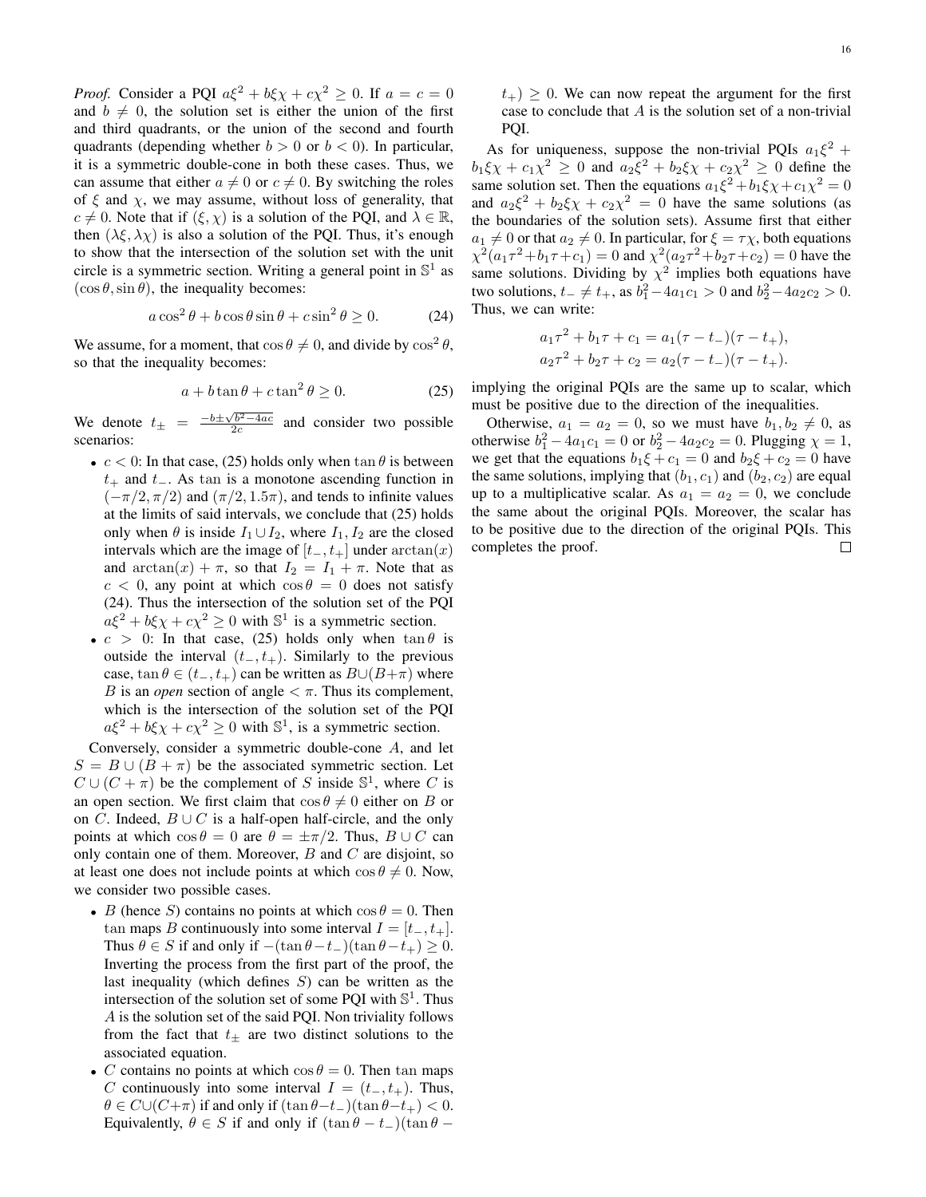*Proof.* Consider a PQI $a\xi^2 + b\xi\chi + c\chi^2 \geq 0$. If $a = c = 0$ and $b \neq 0$, the solution set is either the union of the first and third quadrants, or the union of the second and fourth quadrants (depending whether $b > 0$ or $b < 0$). In particular, it is a symmetric double-cone in both these cases. Thus, we can assume that either $a \neq 0$ or $c \neq 0$. By switching the roles of $\xi$ and $\chi$, we may assume, without loss of generality, that $c \neq 0$. Note that if $(\xi, \chi)$ is a solution of the PQI, and $\lambda \in \mathbb{R}$, then $(\lambda\xi, \lambda\chi)$ is also a solution of the PQI. Thus, it's enough to show that the intersection of the solution set with the unit circle is a symmetric section. Writing a general point in $\mathbb{S}^1$ as $(\cos\theta, \sin\theta)$, the inequality becomes:

$$a\cos^2\theta + b\cos\theta\sin\theta + c\sin^2\theta \geq 0. \tag{24}$$

We assume, for a moment, that $\cos\theta \neq 0$, and divide by $\cos^2\theta$, so that the inequality becomes:

$$a + b\tan\theta + c\tan^2\theta \geq 0. \tag{25}$$

We denote $t_\pm = \frac{-b\pm\sqrt{b^2-4ac}}{2c}$ and consider two possible scenarios:

- $c < 0$: In that case, (25) holds only when $\tan\theta$ is between $t_+$ and $t_-$. As $\tan$ is a monotone ascending function in $(-\pi/2, \pi/2)$ and $(\pi/2, 1.5\pi)$, and tends to infinite values at the limits of said intervals, we conclude that (25) holds only when $\theta$ is inside $I_1 \cup I_2$, where $I_1, I_2$ are the closed intervals which are the image of $[t_-, t_+]$ under $\arctan(x)$ and $\arctan(x) + \pi$, so that $I_2 = I_1 + \pi$. Note that as $c < 0$, any point at which $\cos\theta = 0$ does not satisfy (24). Thus the intersection of the solution set of the PQI $a\xi^2 + b\xi\chi + c\chi^2 \geq 0$ with $\mathbb{S}^1$ is a symmetric section.
- $c > 0$: In that case, (25) holds only when $\tan\theta$ is outside the interval $(t_-, t_+)$. Similarly to the previous case, $\tan\theta \in (t_-, t_+)$ can be written as $B \cup (B+\pi)$ where $B$ is an *open* section of angle $< \pi$. Thus its complement, which is the intersection of the solution set of the PQI $a\xi^2 + b\xi\chi + c\chi^2 \geq 0$ with $\mathbb{S}^1$, is a symmetric section.

Conversely, consider a symmetric double-cone $A$, and let $S = B \cup (B + \pi)$ be the associated symmetric section. Let $C \cup (C + \pi)$ be the complement of $S$ inside $\mathbb{S}^1$, where $C$ is an open section. We first claim that $\cos\theta \neq 0$ either on $B$ or on $C$. Indeed, $B \cup C$ is a half-open half-circle, and the only points at which $\cos\theta = 0$ are $\theta = \pm\pi/2$. Thus, $B \cup C$ can only contain one of them. Moreover, $B$ and $C$ are disjoint, so at least one does not include points at which $\cos\theta \neq 0$. Now, we consider two possible cases.

- $B$ (hence $S$) contains no points at which $\cos\theta = 0$. Then $\tan$ maps $B$ continuously into some interval $I = [t_-, t_+]$. Thus $\theta \in S$ if and only if $-(\tan\theta - t_-)(\tan\theta - t_+) \geq 0$. Inverting the process from the first part of the proof, the last inequality (which defines $S$) can be written as the intersection of the solution set of some PQI with $\mathbb{S}^1$. Thus $A$ is the solution set of the said PQI. Non triviality follows from the fact that $t_\pm$ are two distinct solutions to the associated equation.
- $C$ contains no points at which $\cos\theta = 0$. Then $\tan$ maps $C$ continuously into some interval $I = (t_-, t_+)$. Thus, $\theta \in C \cup (C+\pi)$ if and only if $(\tan\theta - t_-)(\tan\theta - t_+) < 0$. Equivalently, $\theta \in S$ if and only if $(\tan\theta - t_-)(\tan\theta - t_+) \geq 0$. We can now repeat the argument for the first case to conclude that $A$ is the solution set of a non-trivial PQI.

As for uniqueness, suppose the non-trivial PQIs $a_1\xi^2 + b_1\xi\chi + c_1\chi^2 \geq 0$ and $a_2\xi^2 + b_2\xi\chi + c_2\chi^2 \geq 0$ define the same solution set. Then the equations $a_1\xi^2 + b_1\xi\chi + c_1\chi^2 = 0$ and $a_2\xi^2 + b_2\xi\chi + c_2\chi^2 = 0$ have the same solutions (as the boundaries of the solution sets). Assume first that either $a_1 \neq 0$ or that $a_2 \neq 0$. In particular, for $\xi = \tau\chi$, both equations $\chi^2(a_1\tau^2 + b_1\tau + c_1) = 0$ and $\chi^2(a_2\tau^2 + b_2\tau + c_2) = 0$ have the same solutions. Dividing by $\chi^2$ implies both equations have two solutions, $t_- \neq t_+$, as $b_1^2 - 4a_1c_1 > 0$ and $b_2^2 - 4a_2c_2 > 0$. Thus, we can write:

$$a_1\tau^2 + b_1\tau + c_1 = a_1(\tau - t_-)(\tau - t_+),$$
$$a_2\tau^2 + b_2\tau + c_2 = a_2(\tau - t_-)(\tau - t_+).$$

implying the original PQIs are the same up to scalar, which must be positive due to the direction of the inequalities.

Otherwise, $a_1 = a_2 = 0$, so we must have $b_1, b_2 \neq 0$, as otherwise $b_1^2 - 4a_1c_1 = 0$ or $b_2^2 - 4a_2c_2 = 0$. Plugging $\chi = 1$, we get that the equations $b_1\xi + c_1 = 0$ and $b_2\xi + c_2 = 0$ have the same solutions, implying that $(b_1, c_1)$ and $(b_2, c_2)$ are equal up to a multiplicative scalar. As $a_1 = a_2 = 0$, we conclude the same about the original PQIs. Moreover, the scalar has to be positive due to the direction of the original PQIs. This completes the proof. $\square$